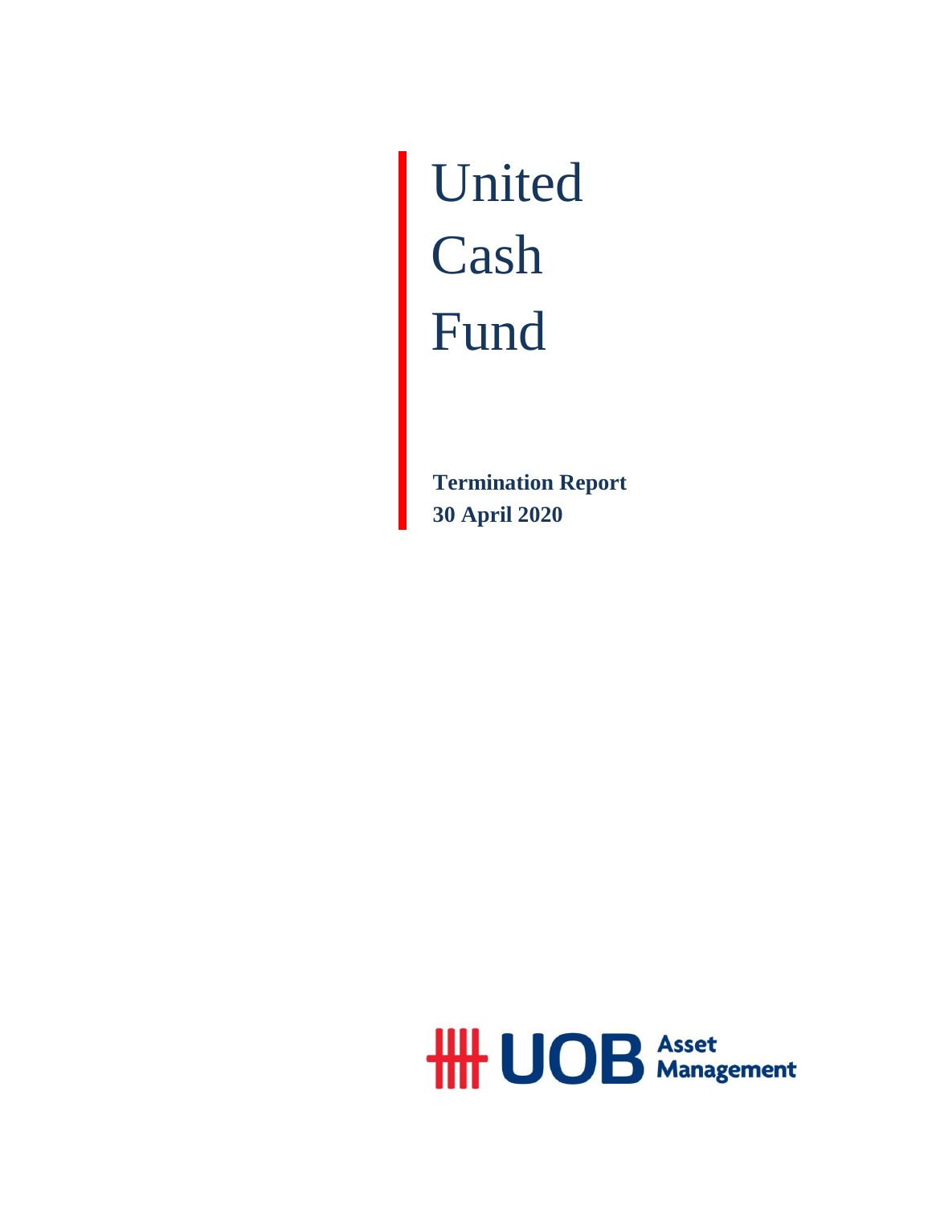# United Cash Fund

**Termination Report**
**30 April 2020**

UOB Asset Management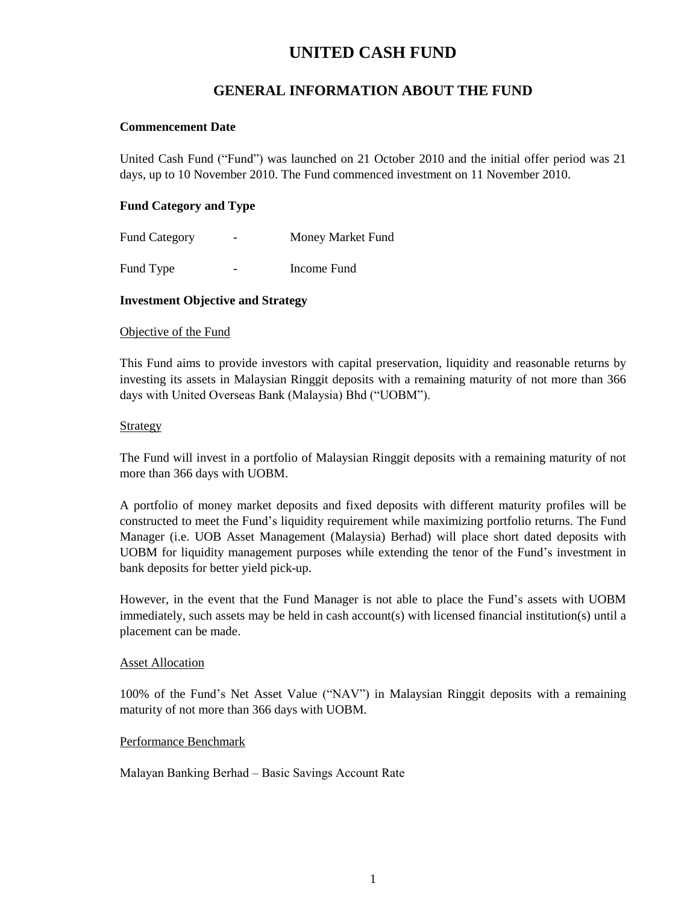# UNITED CASH FUND

## GENERAL INFORMATION ABOUT THE FUND

**Commencement Date**

United Cash Fund ("Fund") was launched on 21 October 2010 and the initial offer period was 21 days, up to 10 November 2010. The Fund commenced investment on 11 November 2010.

**Fund Category and Type**

| | | |
|---|---|---|
| Fund Category | - | Money Market Fund |
| Fund Type | - | Income Fund |

**Investment Objective and Strategy**

Objective of the Fund

This Fund aims to provide investors with capital preservation, liquidity and reasonable returns by investing its assets in Malaysian Ringgit deposits with a remaining maturity of not more than 366 days with United Overseas Bank (Malaysia) Bhd ("UOBM").

Strategy

The Fund will invest in a portfolio of Malaysian Ringgit deposits with a remaining maturity of not more than 366 days with UOBM.

A portfolio of money market deposits and fixed deposits with different maturity profiles will be constructed to meet the Fund's liquidity requirement while maximizing portfolio returns. The Fund Manager (i.e. UOB Asset Management (Malaysia) Berhad) will place short dated deposits with UOBM for liquidity management purposes while extending the tenor of the Fund's investment in bank deposits for better yield pick-up.

However, in the event that the Fund Manager is not able to place the Fund's assets with UOBM immediately, such assets may be held in cash account(s) with licensed financial institution(s) until a placement can be made.

Asset Allocation

100% of the Fund's Net Asset Value ("NAV") in Malaysian Ringgit deposits with a remaining maturity of not more than 366 days with UOBM.

Performance Benchmark

Malayan Banking Berhad – Basic Savings Account Rate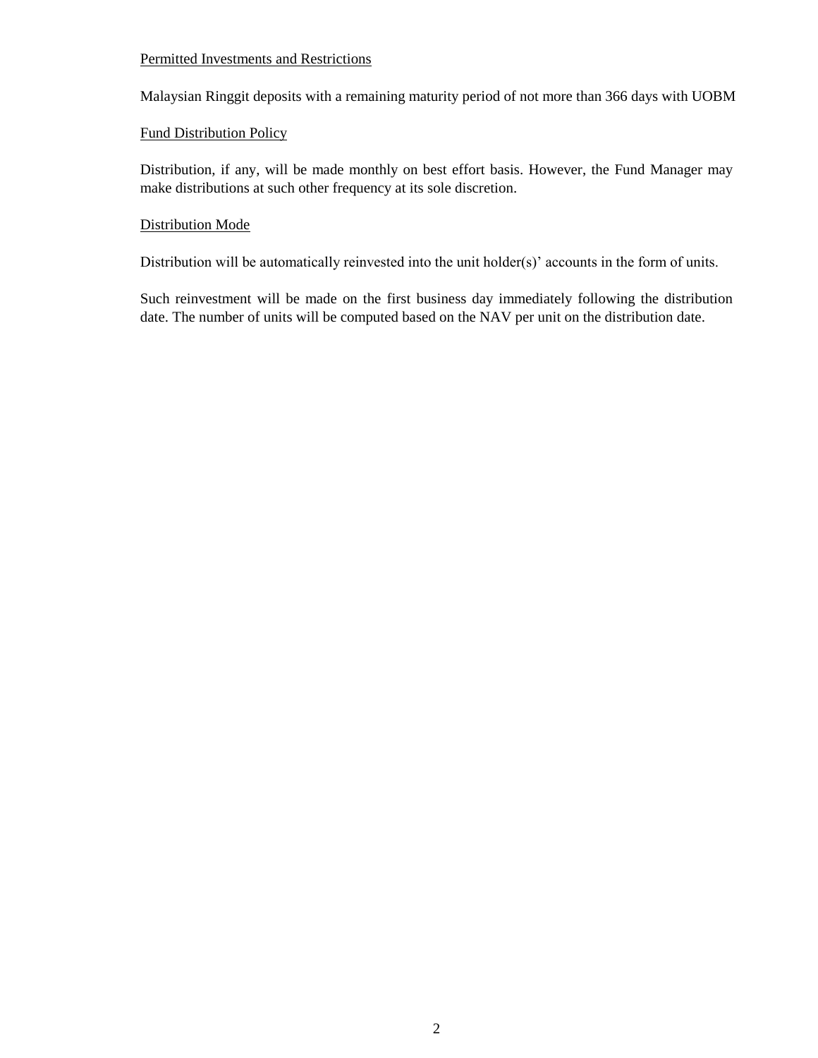Permitted Investments and Restrictions

Malaysian Ringgit deposits with a remaining maturity period of not more than 366 days with UOBM

Fund Distribution Policy

Distribution, if any, will be made monthly on best effort basis. However, the Fund Manager may make distributions at such other frequency at its sole discretion.

Distribution Mode

Distribution will be automatically reinvested into the unit holder(s)' accounts in the form of units.

Such reinvestment will be made on the first business day immediately following the distribution date. The number of units will be computed based on the NAV per unit on the distribution date.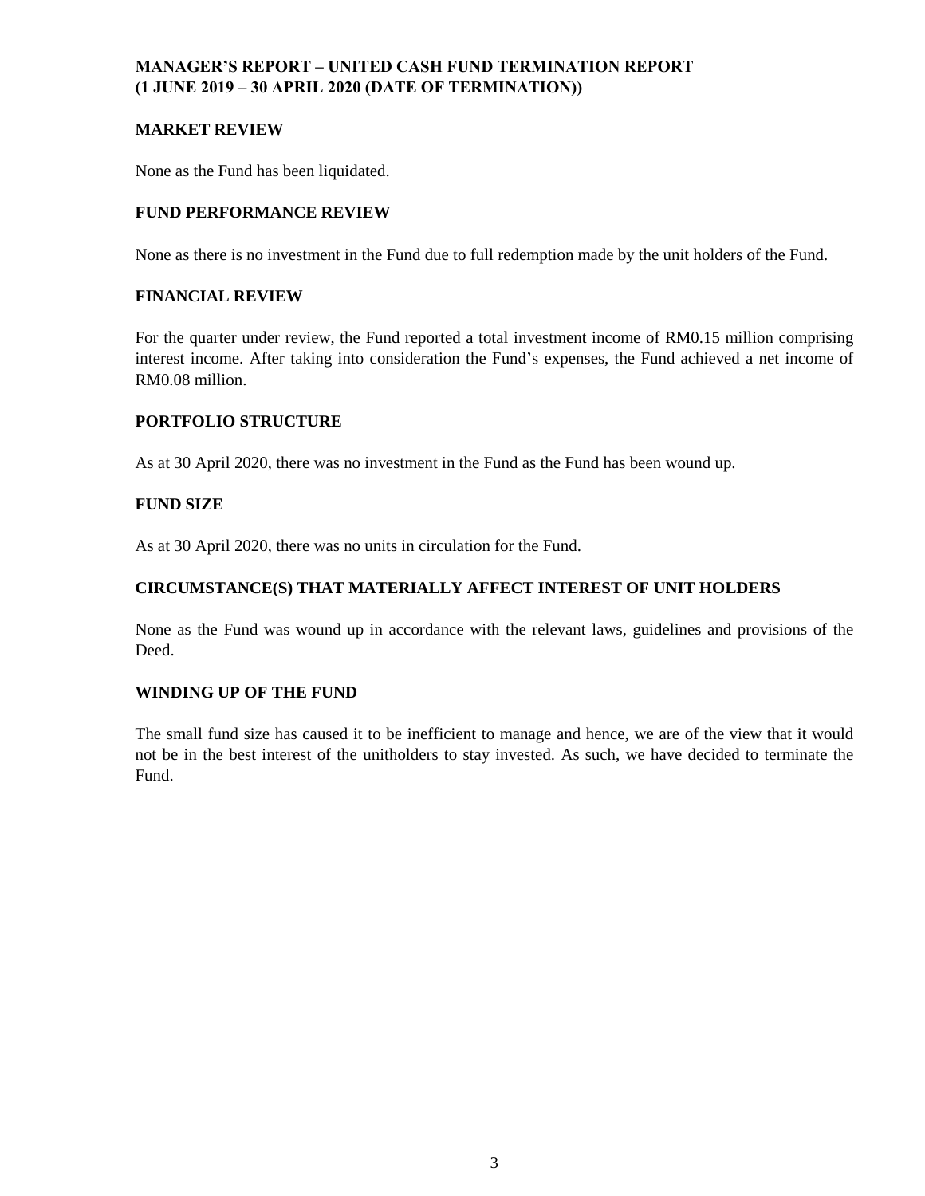# MANAGER'S REPORT – UNITED CASH FUND TERMINATION REPORT (1 JUNE 2019 – 30 APRIL 2020 (DATE OF TERMINATION))

## MARKET REVIEW

None as the Fund has been liquidated.

## FUND PERFORMANCE REVIEW

None as there is no investment in the Fund due to full redemption made by the unit holders of the Fund.

## FINANCIAL REVIEW

For the quarter under review, the Fund reported a total investment income of RM0.15 million comprising interest income. After taking into consideration the Fund's expenses, the Fund achieved a net income of RM0.08 million.

## PORTFOLIO STRUCTURE

As at 30 April 2020, there was no investment in the Fund as the Fund has been wound up.

## FUND SIZE

As at 30 April 2020, there was no units in circulation for the Fund.

## CIRCUMSTANCE(S) THAT MATERIALLY AFFECT INTEREST OF UNIT HOLDERS

None as the Fund was wound up in accordance with the relevant laws, guidelines and provisions of the Deed.

## WINDING UP OF THE FUND

The small fund size has caused it to be inefficient to manage and hence, we are of the view that it would not be in the best interest of the unitholders to stay invested. As such, we have decided to terminate the Fund.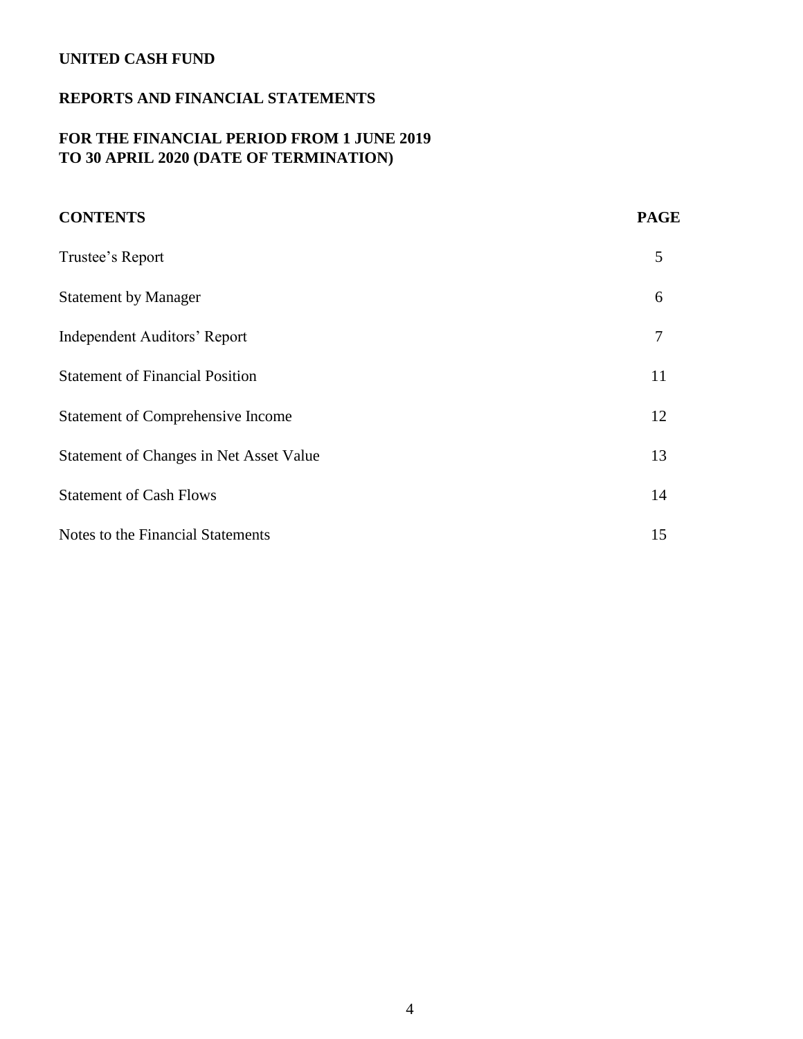**UNITED CASH FUND**

**REPORTS AND FINANCIAL STATEMENTS**

**FOR THE FINANCIAL PERIOD FROM 1 JUNE 2019 TO 30 APRIL 2020 (DATE OF TERMINATION)**

| CONTENTS | PAGE |
|---|---|
| Trustee's Report | 5 |
| Statement by Manager | 6 |
| Independent Auditors' Report | 7 |
| Statement of Financial Position | 11 |
| Statement of Comprehensive Income | 12 |
| Statement of Changes in Net Asset Value | 13 |
| Statement of Cash Flows | 14 |
| Notes to the Financial Statements | 15 |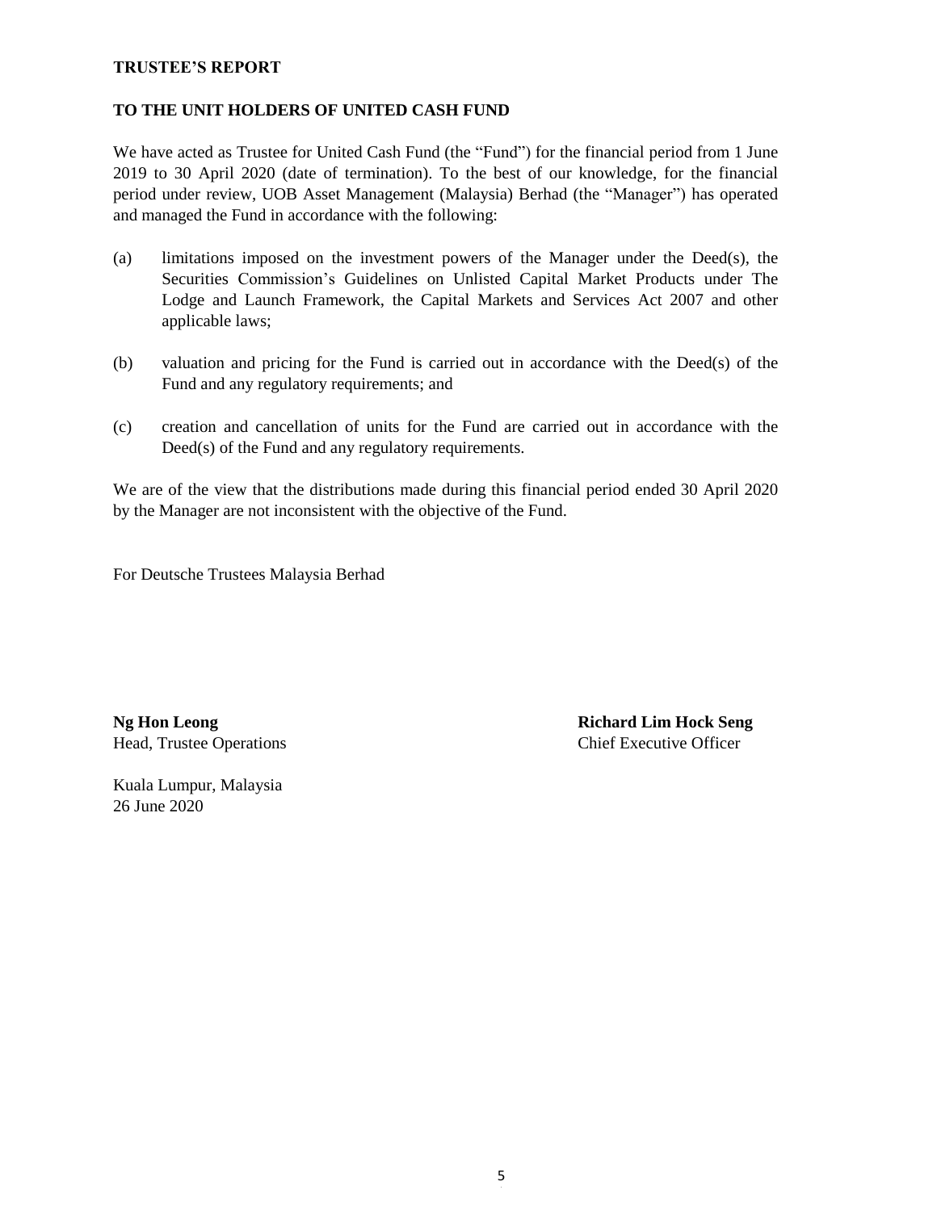## TRUSTEE'S REPORT

## TO THE UNIT HOLDERS OF UNITED CASH FUND

We have acted as Trustee for United Cash Fund (the "Fund") for the financial period from 1 June 2019 to 30 April 2020 (date of termination). To the best of our knowledge, for the financial period under review, UOB Asset Management (Malaysia) Berhad (the "Manager") has operated and managed the Fund in accordance with the following:

(a) limitations imposed on the investment powers of the Manager under the Deed(s), the Securities Commission's Guidelines on Unlisted Capital Market Products under The Lodge and Launch Framework, the Capital Markets and Services Act 2007 and other applicable laws;

(b) valuation and pricing for the Fund is carried out in accordance with the Deed(s) of the Fund and any regulatory requirements; and

(c) creation and cancellation of units for the Fund are carried out in accordance with the Deed(s) of the Fund and any regulatory requirements.

We are of the view that the distributions made during this financial period ended 30 April 2020 by the Manager are not inconsistent with the objective of the Fund.

For Deutsche Trustees Malaysia Berhad

**Ng Hon Leong**
Head, Trustee Operations

**Richard Lim Hock Seng**
Chief Executive Officer

Kuala Lumpur, Malaysia
26 June 2020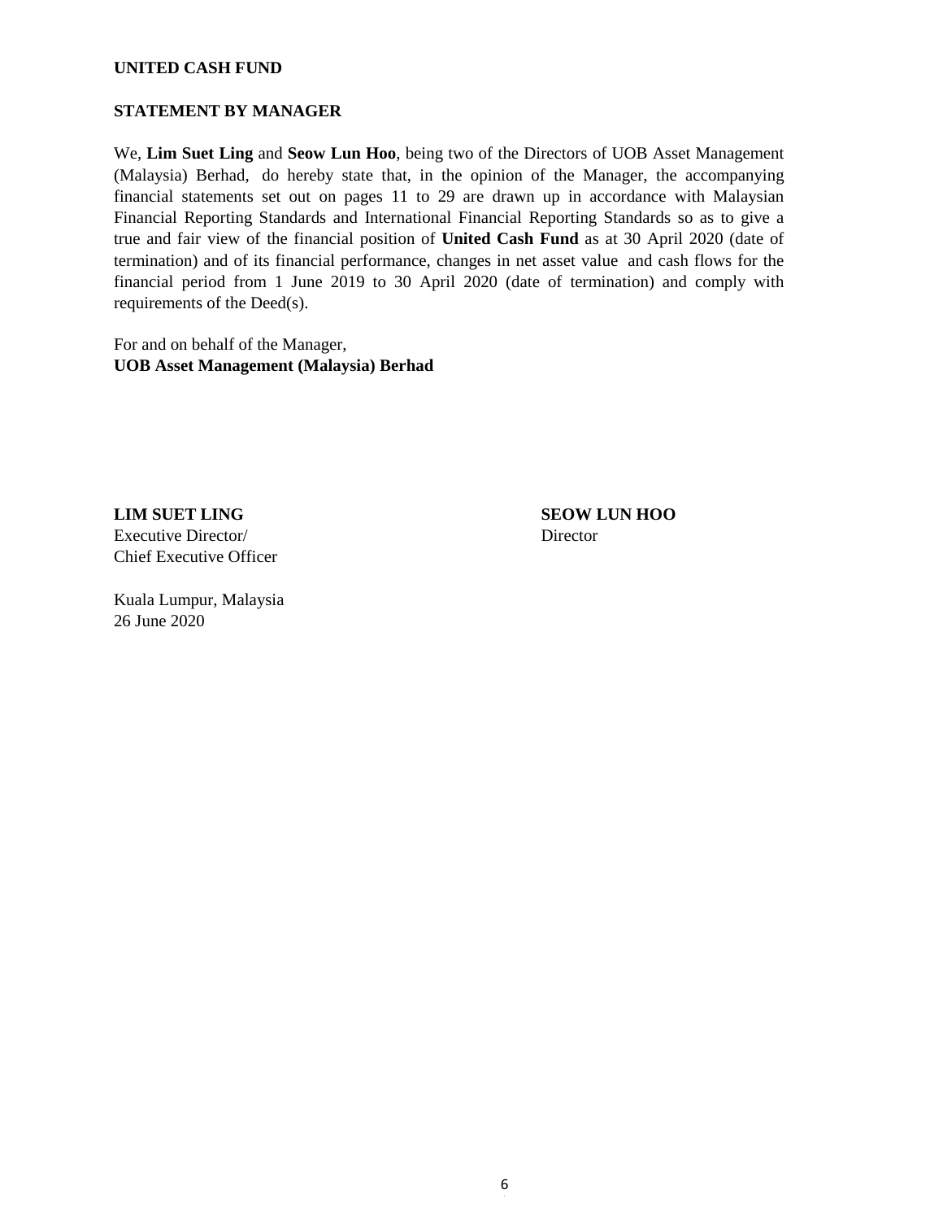**UNITED CASH FUND**

**STATEMENT BY MANAGER**

We, **Lim Suet Ling** and **Seow Lun Hoo**, being two of the Directors of UOB Asset Management (Malaysia) Berhad, do hereby state that, in the opinion of the Manager, the accompanying financial statements set out on pages 11 to 29 are drawn up in accordance with Malaysian Financial Reporting Standards and International Financial Reporting Standards so as to give a true and fair view of the financial position of **United Cash Fund** as at 30 April 2020 (date of termination) and of its financial performance, changes in net asset value and cash flows for the financial period from 1 June 2019 to 30 April 2020 (date of termination) and comply with requirements of the Deed(s).

For and on behalf of the Manager,
**UOB Asset Management (Malaysia) Berhad**

**LIM SUET LING**
Executive Director/
Chief Executive Officer

**SEOW LUN HOO**
Director

Kuala Lumpur, Malaysia
26 June 2020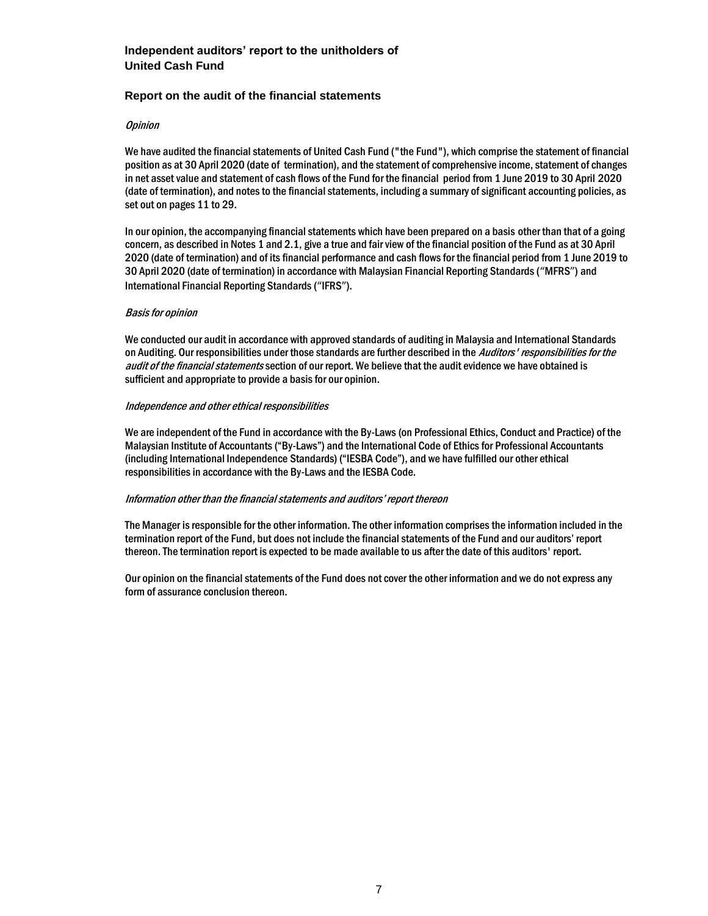## Independent auditors' report to the unitholders of United Cash Fund

### Report on the audit of the financial statements

*Opinion*

We have audited the financial statements of United Cash Fund ("the Fund"), which comprise the statement of financial position as at 30 April 2020 (date of termination), and the statement of comprehensive income, statement of changes in net asset value and statement of cash flows of the Fund for the financial period from 1 June 2019 to 30 April 2020 (date of termination), and notes to the financial statements, including a summary of significant accounting policies, as set out on pages 11 to 29.

In our opinion, the accompanying financial statements which have been prepared on a basis other than that of a going concern, as described in Notes 1 and 2.1, give a true and fair view of the financial position of the Fund as at 30 April 2020 (date of termination) and of its financial performance and cash flows for the financial period from 1 June 2019 to 30 April 2020 (date of termination) in accordance with Malaysian Financial Reporting Standards ("MFRS") and International Financial Reporting Standards ("IFRS").

*Basis for opinion*

We conducted our audit in accordance with approved standards of auditing in Malaysia and International Standards on Auditing. Our responsibilities under those standards are further described in the *Auditors' responsibilities for the audit of the financial statements* section of our report. We believe that the audit evidence we have obtained is sufficient and appropriate to provide a basis for our opinion.

*Independence and other ethical responsibilities*

We are independent of the Fund in accordance with the By-Laws (on Professional Ethics, Conduct and Practice) of the Malaysian Institute of Accountants ("By-Laws") and the International Code of Ethics for Professional Accountants (including International Independence Standards) ("IESBA Code"), and we have fulfilled our other ethical responsibilities in accordance with the By-Laws and the IESBA Code.

*Information other than the financial statements and auditors' report thereon*

The Manager is responsible for the other information. The other information comprises the information included in the termination report of the Fund, but does not include the financial statements of the Fund and our auditors' report thereon. The termination report is expected to be made available to us after the date of this auditors' report.

Our opinion on the financial statements of the Fund does not cover the other information and we do not express any form of assurance conclusion thereon.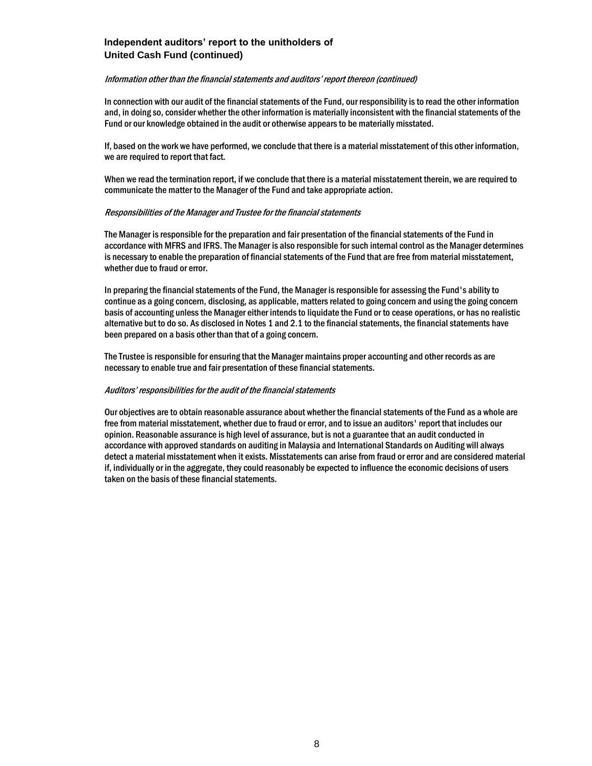## Independent auditors' report to the unitholders of United Cash Fund (continued)

*Information other than the financial statements and auditors' report thereon (continued)*

In connection with our audit of the financial statements of the Fund, our responsibility is to read the other information and, in doing so, consider whether the other information is materially inconsistent with the financial statements of the Fund or our knowledge obtained in the audit or otherwise appears to be materially misstated.

If, based on the work we have performed, we conclude that there is a material misstatement of this other information, we are required to report that fact.

When we read the termination report, if we conclude that there is a material misstatement therein, we are required to communicate the matter to the Manager of the Fund and take appropriate action.

*Responsibilities of the Manager and Trustee for the financial statements*

The Manager is responsible for the preparation and fair presentation of the financial statements of the Fund in accordance with MFRS and IFRS. The Manager is also responsible for such internal control as the Manager determines is necessary to enable the preparation of financial statements of the Fund that are free from material misstatement, whether due to fraud or error.

In preparing the financial statements of the Fund, the Manager is responsible for assessing the Fund's ability to continue as a going concern, disclosing, as applicable, matters related to going concern and using the going concern basis of accounting unless the Manager either intends to liquidate the Fund or to cease operations, or has no realistic alternative but to do so. As disclosed in Notes 1 and 2.1 to the financial statements, the financial statements have been prepared on a basis other than that of a going concern.

The Trustee is responsible for ensuring that the Manager maintains proper accounting and other records as are necessary to enable true and fair presentation of these financial statements.

*Auditors' responsibilities for the audit of the financial statements*

Our objectives are to obtain reasonable assurance about whether the financial statements of the Fund as a whole are free from material misstatement, whether due to fraud or error, and to issue an auditors' report that includes our opinion. Reasonable assurance is high level of assurance, but is not a guarantee that an audit conducted in accordance with approved standards on auditing in Malaysia and International Standards on Auditing will always detect a material misstatement when it exists. Misstatements can arise from fraud or error and are considered material if, individually or in the aggregate, they could reasonably be expected to influence the economic decisions of users taken on the basis of these financial statements.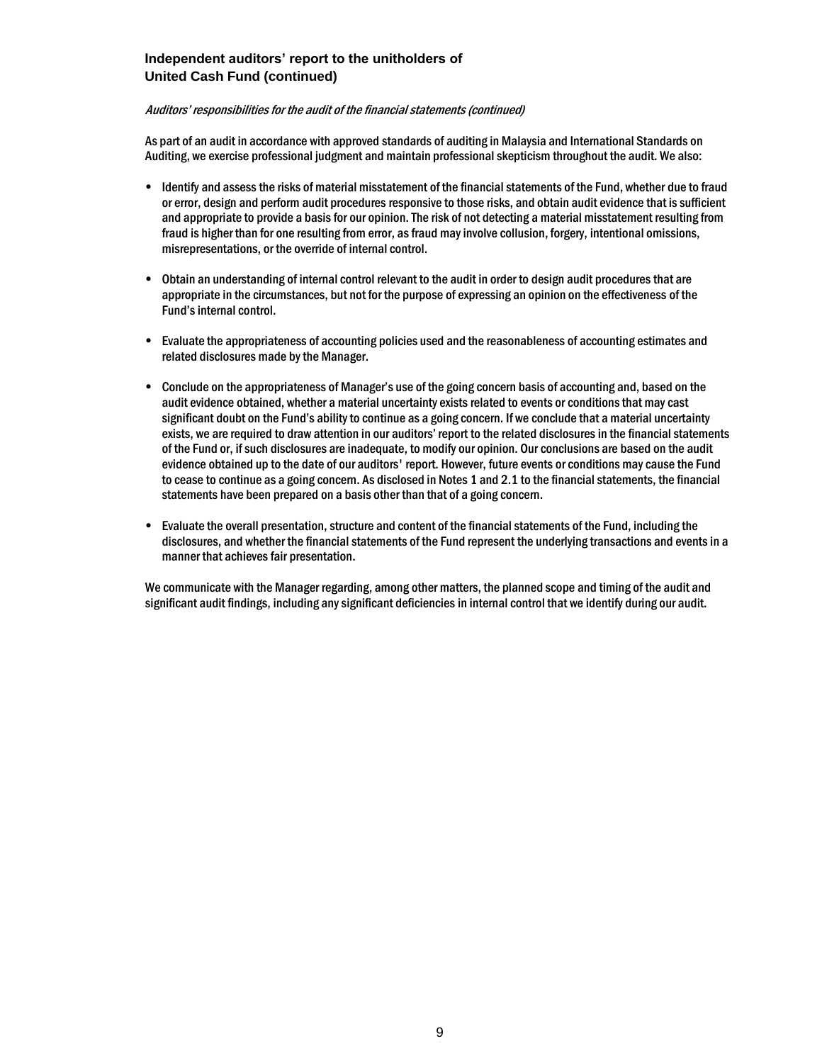**Independent auditors' report to the unitholders of**
**United Cash Fund (continued)**

*Auditors' responsibilities for the audit of the financial statements (continued)*

As part of an audit in accordance with approved standards of auditing in Malaysia and International Standards on Auditing, we exercise professional judgment and maintain professional skepticism throughout the audit. We also:

- Identify and assess the risks of material misstatement of the financial statements of the Fund, whether due to fraud or error, design and perform audit procedures responsive to those risks, and obtain audit evidence that is sufficient and appropriate to provide a basis for our opinion. The risk of not detecting a material misstatement resulting from fraud is higher than for one resulting from error, as fraud may involve collusion, forgery, intentional omissions, misrepresentations, or the override of internal control.

- Obtain an understanding of internal control relevant to the audit in order to design audit procedures that are appropriate in the circumstances, but not for the purpose of expressing an opinion on the effectiveness of the Fund's internal control.

- Evaluate the appropriateness of accounting policies used and the reasonableness of accounting estimates and related disclosures made by the Manager.

- Conclude on the appropriateness of Manager's use of the going concern basis of accounting and, based on the audit evidence obtained, whether a material uncertainty exists related to events or conditions that may cast significant doubt on the Fund's ability to continue as a going concern. If we conclude that a material uncertainty exists, we are required to draw attention in our auditors' report to the related disclosures in the financial statements of the Fund or, if such disclosures are inadequate, to modify our opinion. Our conclusions are based on the audit evidence obtained up to the date of our auditors' report. However, future events or conditions may cause the Fund to cease to continue as a going concern. As disclosed in Notes 1 and 2.1 to the financial statements, the financial statements have been prepared on a basis other than that of a going concern.

- Evaluate the overall presentation, structure and content of the financial statements of the Fund, including the disclosures, and whether the financial statements of the Fund represent the underlying transactions and events in a manner that achieves fair presentation.

We communicate with the Manager regarding, among other matters, the planned scope and timing of the audit and significant audit findings, including any significant deficiencies in internal control that we identify during our audit.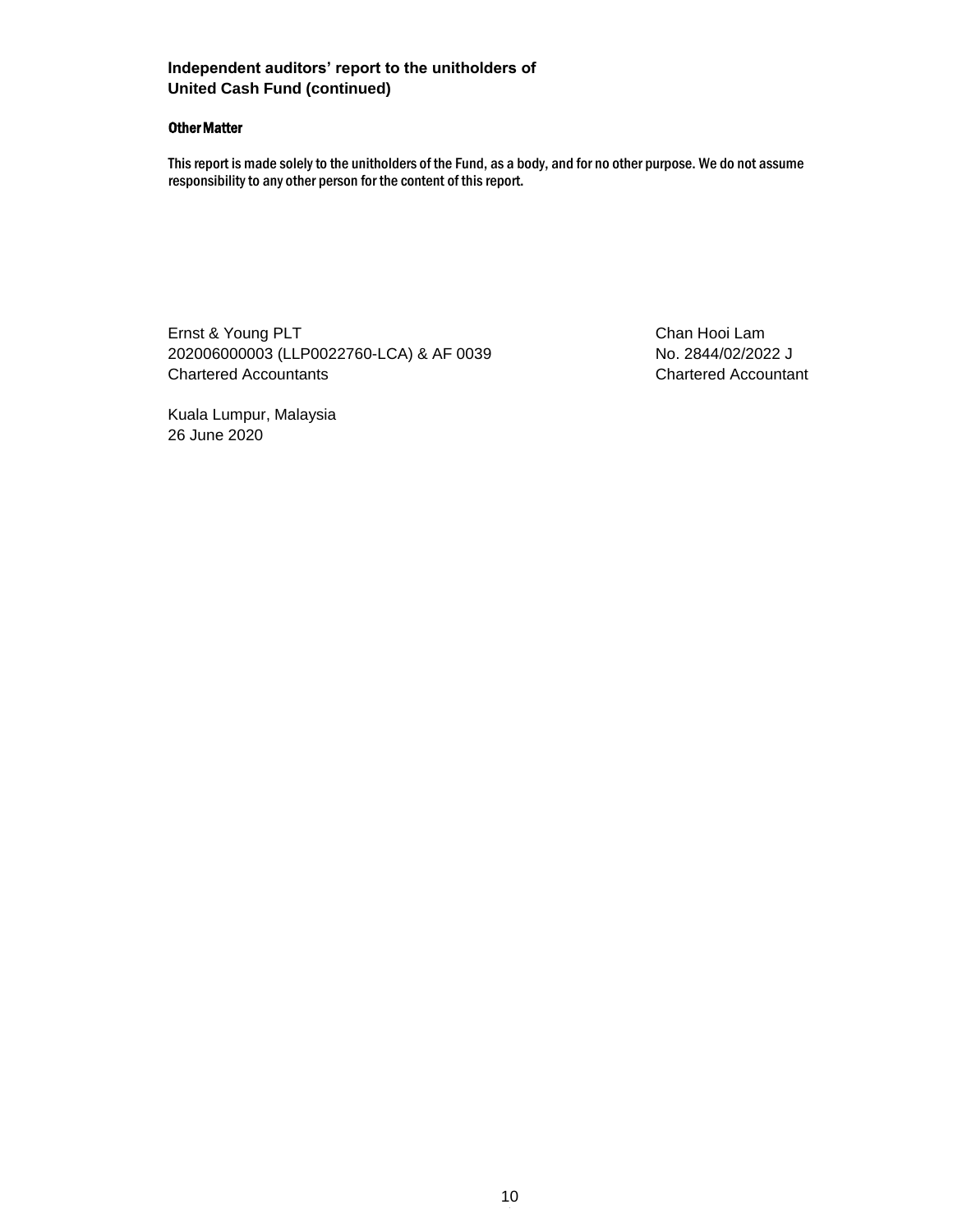**Independent auditors' report to the unitholders of United Cash Fund (continued)**

**Other Matter**

This report is made solely to the unitholders of the Fund, as a body, and for no other purpose. We do not assume responsibility to any other person for the content of this report.

Ernst & Young PLT
202006000003 (LLP0022760-LCA) & AF 0039
Chartered Accountants

Chan Hooi Lam
No. 2844/02/2022 J
Chartered Accountant

Kuala Lumpur, Malaysia
26 June 2020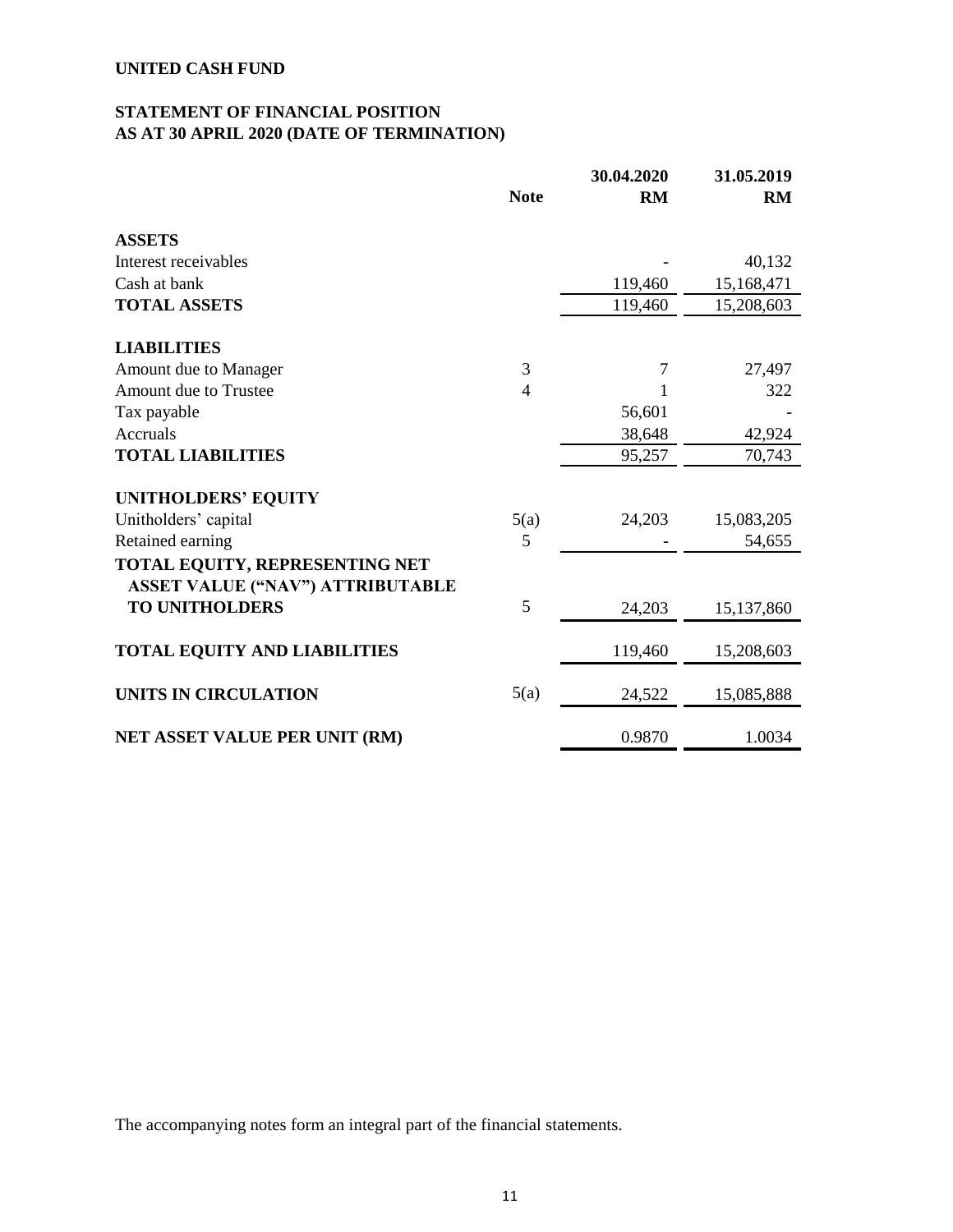**UNITED CASH FUND**

**STATEMENT OF FINANCIAL POSITION**
**AS AT 30 APRIL 2020 (DATE OF TERMINATION)**

| | Note | 30.04.2020 RM | 31.05.2019 RM |
|---|---|---|---|
| **ASSETS** | | | |
| Interest receivables | | - | 40,132 |
| Cash at bank | | 119,460 | 15,168,471 |
| **TOTAL ASSETS** | | 119,460 | 15,208,603 |
| **LIABILITIES** | | | |
| Amount due to Manager | 3 | 7 | 27,497 |
| Amount due to Trustee | 4 | 1 | 322 |
| Tax payable | | 56,601 | - |
| Accruals | | 38,648 | 42,924 |
| **TOTAL LIABILITIES** | | 95,257 | 70,743 |
| **UNITHOLDERS' EQUITY** | | | |
| Unitholders' capital | 5(a) | 24,203 | 15,083,205 |
| Retained earning | 5 | - | 54,655 |
| **TOTAL EQUITY, REPRESENTING NET ASSET VALUE ("NAV") ATTRIBUTABLE TO UNITHOLDERS** | 5 | 24,203 | 15,137,860 |
| **TOTAL EQUITY AND LIABILITIES** | | 119,460 | 15,208,603 |
| **UNITS IN CIRCULATION** | 5(a) | 24,522 | 15,085,888 |
| **NET ASSET VALUE PER UNIT (RM)** | | 0.9870 | 1.0034 |

The accompanying notes form an integral part of the financial statements.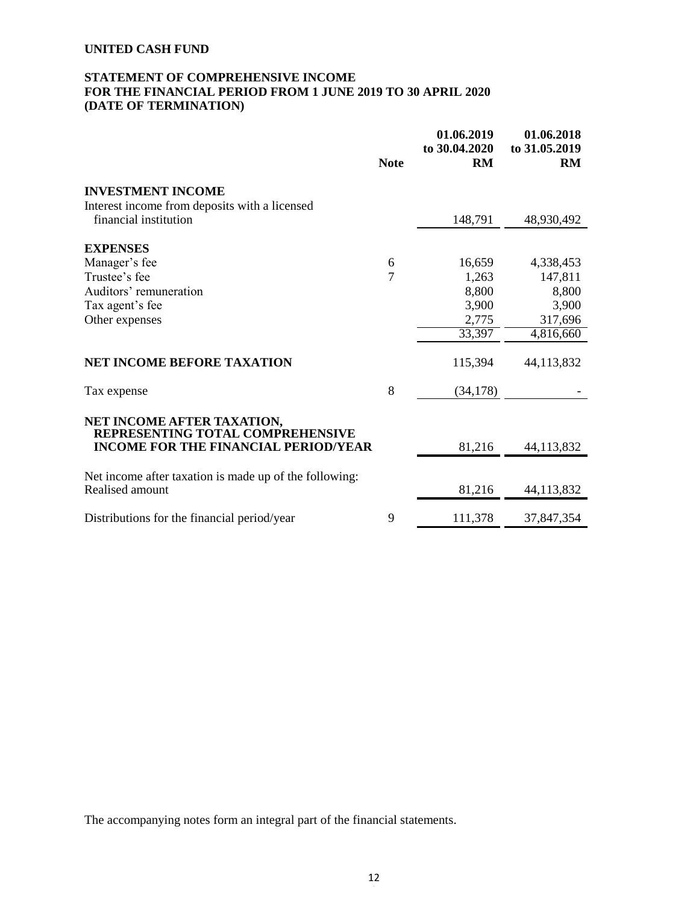**UNITED CASH FUND**

**STATEMENT OF COMPREHENSIVE INCOME**
**FOR THE FINANCIAL PERIOD FROM 1 JUNE 2019 TO 30 APRIL 2020**
**(DATE OF TERMINATION)**

| | Note | 01.06.2019 to 30.04.2020 RM | 01.06.2018 to 31.05.2019 RM |
|---|---|---|---|
| **INVESTMENT INCOME** | | | |
| Interest income from deposits with a licensed financial institution | | 148,791 | 48,930,492 |
| **EXPENSES** | | | |
| Manager's fee | 6 | 16,659 | 4,338,453 |
| Trustee's fee | 7 | 1,263 | 147,811 |
| Auditors' remuneration | | 8,800 | 8,800 |
| Tax agent's fee | | 3,900 | 3,900 |
| Other expenses | | 2,775 | 317,696 |
| | | 33,397 | 4,816,660 |
| **NET INCOME BEFORE TAXATION** | | 115,394 | 44,113,832 |
| Tax expense | 8 | (34,178) | - |
| **NET INCOME AFTER TAXATION, REPRESENTING TOTAL COMPREHENSIVE INCOME FOR THE FINANCIAL PERIOD/YEAR** | | 81,216 | 44,113,832 |
| Net income after taxation is made up of the following: | | | |
| Realised amount | | 81,216 | 44,113,832 |
| Distributions for the financial period/year | 9 | 111,378 | 37,847,354 |

The accompanying notes form an integral part of the financial statements.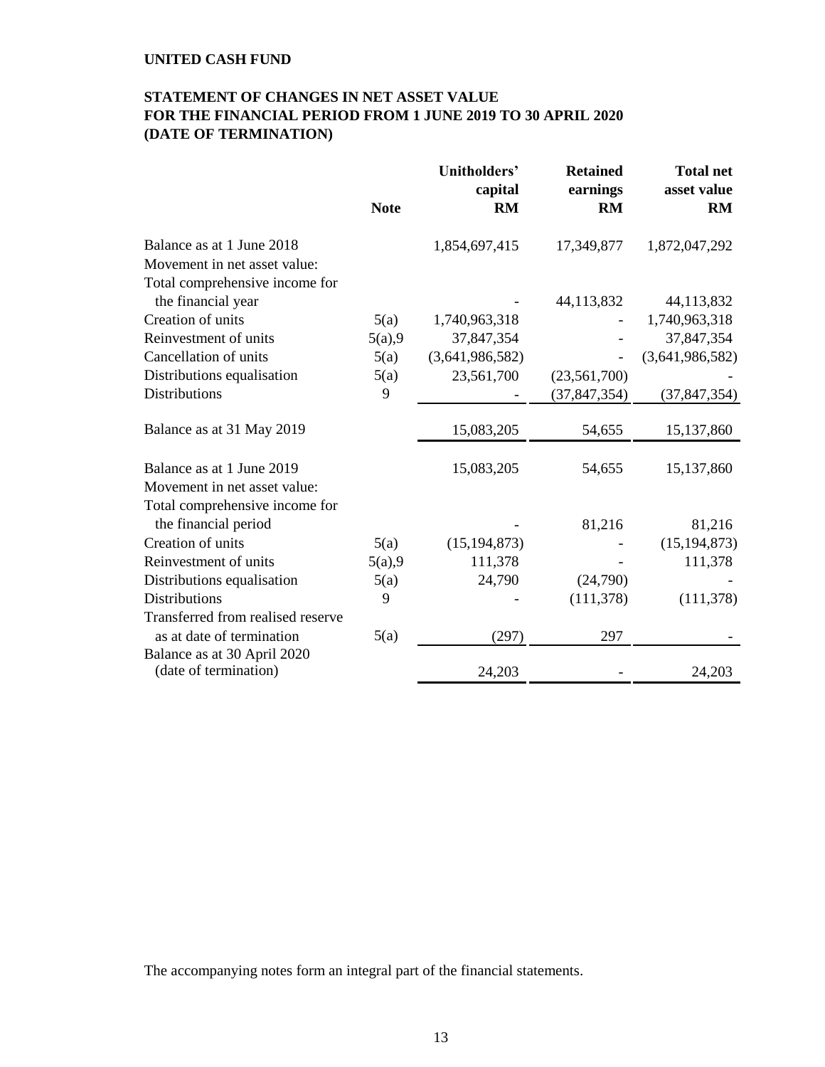**UNITED CASH FUND**

**STATEMENT OF CHANGES IN NET ASSET VALUE**
**FOR THE FINANCIAL PERIOD FROM 1 JUNE 2019 TO 30 APRIL 2020**
**(DATE OF TERMINATION)**

| | Note | Unitholders' capital RM | Retained earnings RM | Total net asset value RM |
|---|---|---|---|---|
| Balance as at 1 June 2018 | | 1,854,697,415 | 17,349,877 | 1,872,047,292 |
| Movement in net asset value: | | | | |
| Total comprehensive income for the financial year | | - | 44,113,832 | 44,113,832 |
| Creation of units | 5(a) | 1,740,963,318 | - | 1,740,963,318 |
| Reinvestment of units | 5(a),9 | 37,847,354 | - | 37,847,354 |
| Cancellation of units | 5(a) | (3,641,986,582) | - | (3,641,986,582) |
| Distributions equalisation | 5(a) | 23,561,700 | (23,561,700) | - |
| Distributions | 9 | - | (37,847,354) | (37,847,354) |
| Balance as at 31 May 2019 | | 15,083,205 | 54,655 | 15,137,860 |
| Balance as at 1 June 2019 | | 15,083,205 | 54,655 | 15,137,860 |
| Movement in net asset value: | | | | |
| Total comprehensive income for the financial period | | - | 81,216 | 81,216 |
| Creation of units | 5(a) | (15,194,873) | - | (15,194,873) |
| Reinvestment of units | 5(a),9 | 111,378 | - | 111,378 |
| Distributions equalisation | 5(a) | 24,790 | (24,790) | - |
| Distributions | 9 | - | (111,378) | (111,378) |
| Transferred from realised reserve as at date of termination | 5(a) | (297) | 297 | - |
| Balance as at 30 April 2020 (date of termination) | | 24,203 | - | 24,203 |

The accompanying notes form an integral part of the financial statements.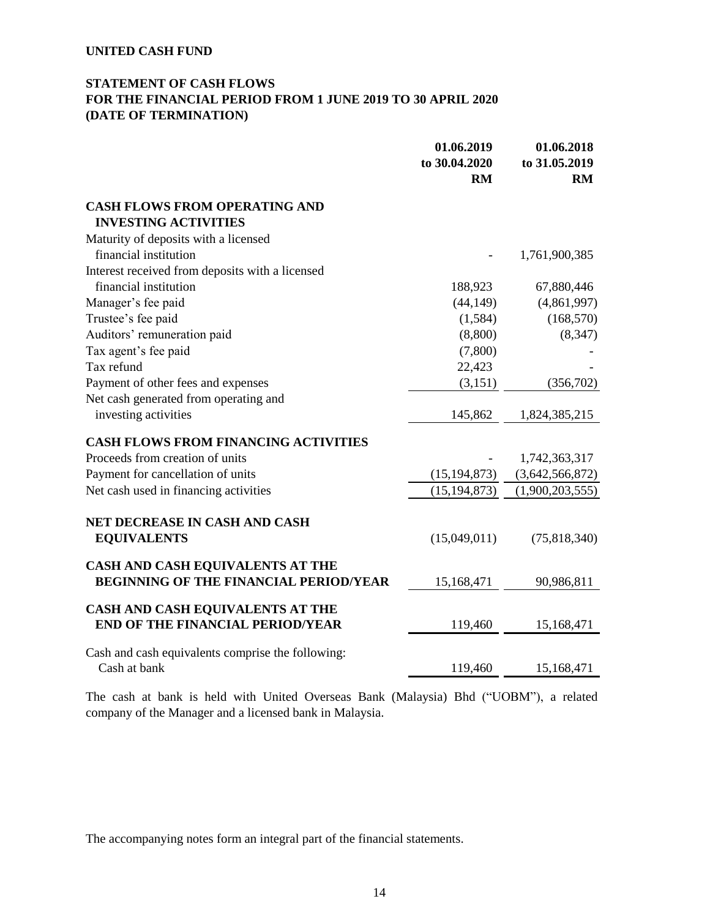**UNITED CASH FUND**

## STATEMENT OF CASH FLOWS
## FOR THE FINANCIAL PERIOD FROM 1 JUNE 2019 TO 30 APRIL 2020 (DATE OF TERMINATION)

| | 01.06.2019 to 30.04.2020 RM | 01.06.2018 to 31.05.2019 RM |
|---|---|---|
| **CASH FLOWS FROM OPERATING AND INVESTING ACTIVITIES** | | |
| Maturity of deposits with a licensed financial institution | - | 1,761,900,385 |
| Interest received from deposits with a licensed financial institution | 188,923 | 67,880,446 |
| Manager's fee paid | (44,149) | (4,861,997) |
| Trustee's fee paid | (1,584) | (168,570) |
| Auditors' remuneration paid | (8,800) | (8,347) |
| Tax agent's fee paid | (7,800) | - |
| Tax refund | 22,423 | - |
| Payment of other fees and expenses | (3,151) | (356,702) |
| Net cash generated from operating and investing activities | 145,862 | 1,824,385,215 |
| **CASH FLOWS FROM FINANCING ACTIVITIES** | | |
| Proceeds from creation of units | - | 1,742,363,317 |
| Payment for cancellation of units | (15,194,873) | (3,642,566,872) |
| Net cash used in financing activities | (15,194,873) | (1,900,203,555) |
| **NET DECREASE IN CASH AND CASH EQUIVALENTS** | (15,049,011) | (75,818,340) |
| **CASH AND CASH EQUIVALENTS AT THE BEGINNING OF THE FINANCIAL PERIOD/YEAR** | 15,168,471 | 90,986,811 |
| **CASH AND CASH EQUIVALENTS AT THE END OF THE FINANCIAL PERIOD/YEAR** | 119,460 | 15,168,471 |
| Cash and cash equivalents comprise the following: | | |
| Cash at bank | 119,460 | 15,168,471 |

The cash at bank is held with United Overseas Bank (Malaysia) Bhd ("UOBM"), a related company of the Manager and a licensed bank in Malaysia.

The accompanying notes form an integral part of the financial statements.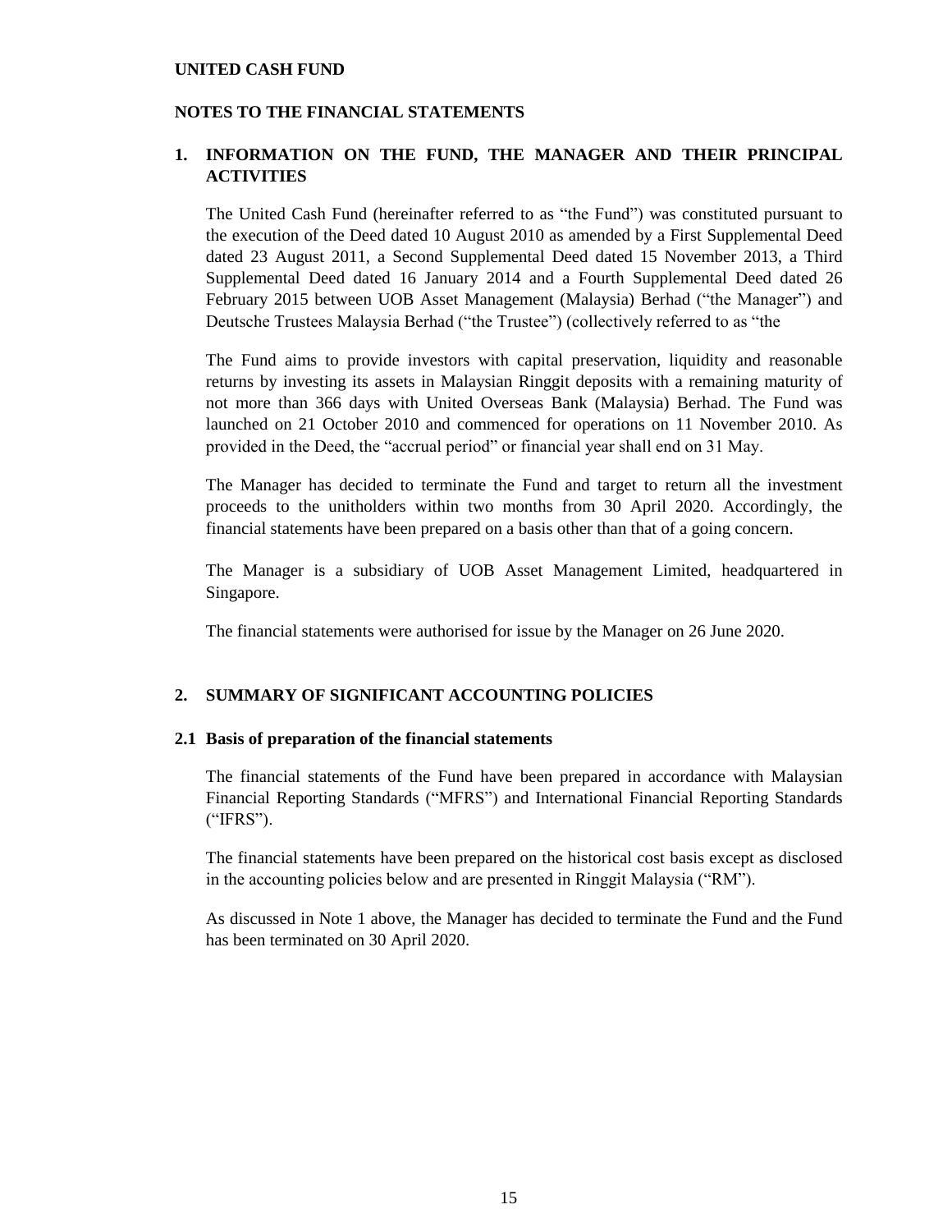**UNITED CASH FUND**

**NOTES TO THE FINANCIAL STATEMENTS**

## 1. INFORMATION ON THE FUND, THE MANAGER AND THEIR PRINCIPAL ACTIVITIES

The United Cash Fund (hereinafter referred to as "the Fund") was constituted pursuant to the execution of the Deed dated 10 August 2010 as amended by a First Supplemental Deed dated 23 August 2011, a Second Supplemental Deed dated 15 November 2013, a Third Supplemental Deed dated 16 January 2014 and a Fourth Supplemental Deed dated 26 February 2015 between UOB Asset Management (Malaysia) Berhad ("the Manager") and Deutsche Trustees Malaysia Berhad ("the Trustee") (collectively referred to as "the

The Fund aims to provide investors with capital preservation, liquidity and reasonable returns by investing its assets in Malaysian Ringgit deposits with a remaining maturity of not more than 366 days with United Overseas Bank (Malaysia) Berhad. The Fund was launched on 21 October 2010 and commenced for operations on 11 November 2010. As provided in the Deed, the "accrual period" or financial year shall end on 31 May.

The Manager has decided to terminate the Fund and target to return all the investment proceeds to the unitholders within two months from 30 April 2020. Accordingly, the financial statements have been prepared on a basis other than that of a going concern.

The Manager is a subsidiary of UOB Asset Management Limited, headquartered in Singapore.

The financial statements were authorised for issue by the Manager on 26 June 2020.

## 2. SUMMARY OF SIGNIFICANT ACCOUNTING POLICIES

### 2.1 Basis of preparation of the financial statements

The financial statements of the Fund have been prepared in accordance with Malaysian Financial Reporting Standards ("MFRS") and International Financial Reporting Standards ("IFRS").

The financial statements have been prepared on the historical cost basis except as disclosed in the accounting policies below and are presented in Ringgit Malaysia ("RM").

As discussed in Note 1 above, the Manager has decided to terminate the Fund and the Fund has been terminated on 30 April 2020.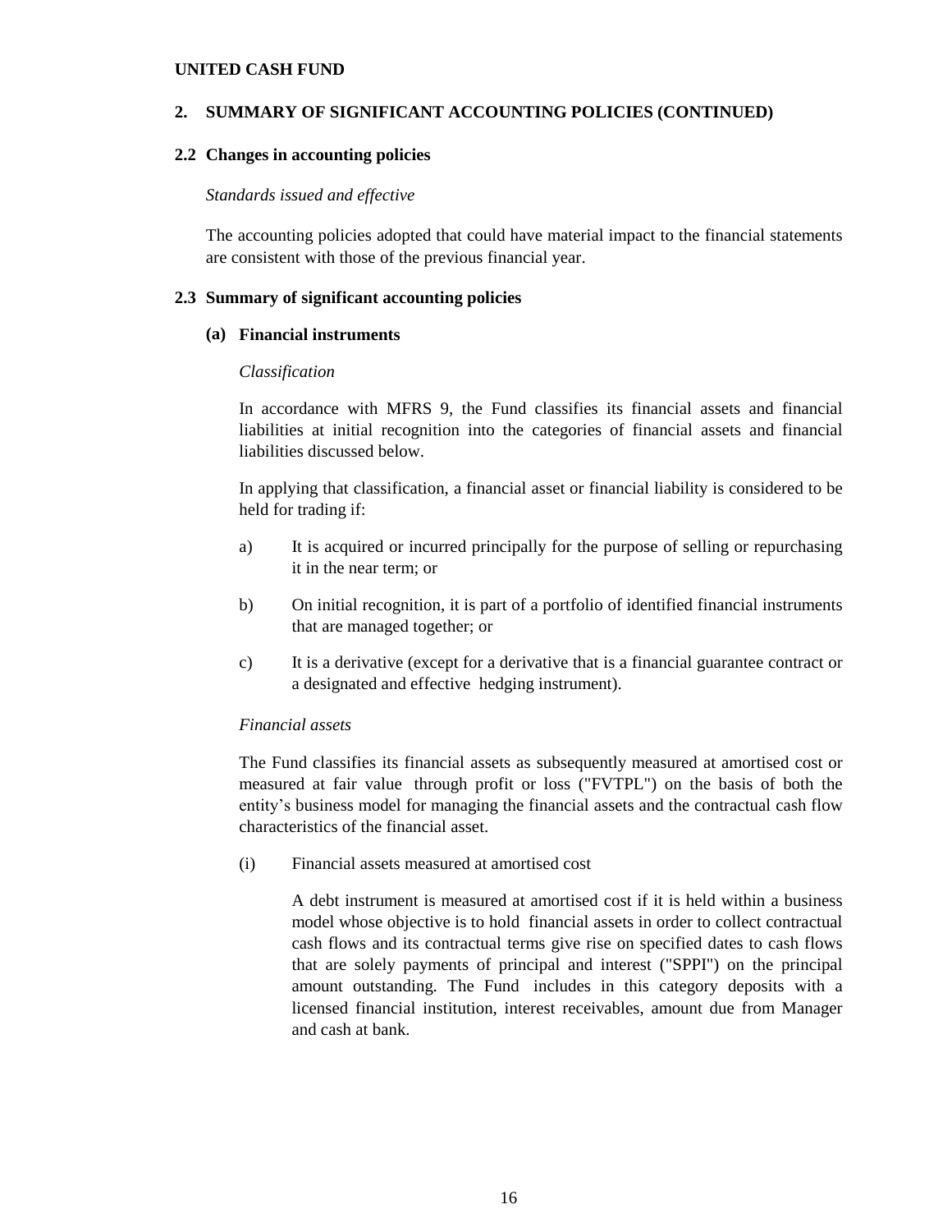**UNITED CASH FUND**

## 2. SUMMARY OF SIGNIFICANT ACCOUNTING POLICIES (CONTINUED)

### 2.2 Changes in accounting policies

*Standards issued and effective*

The accounting policies adopted that could have material impact to the financial statements are consistent with those of the previous financial year.

### 2.3 Summary of significant accounting policies

#### (a) Financial instruments

*Classification*

In accordance with MFRS 9, the Fund classifies its financial assets and financial liabilities at initial recognition into the categories of financial assets and financial liabilities discussed below.

In applying that classification, a financial asset or financial liability is considered to be held for trading if:

a) It is acquired or incurred principally for the purpose of selling or repurchasing it in the near term; or

b) On initial recognition, it is part of a portfolio of identified financial instruments that are managed together; or

c) It is a derivative (except for a derivative that is a financial guarantee contract or a designated and effective hedging instrument).

*Financial assets*

The Fund classifies its financial assets as subsequently measured at amortised cost or measured at fair value through profit or loss ("FVTPL") on the basis of both the entity's business model for managing the financial assets and the contractual cash flow characteristics of the financial asset.

(i) Financial assets measured at amortised cost

A debt instrument is measured at amortised cost if it is held within a business model whose objective is to hold financial assets in order to collect contractual cash flows and its contractual terms give rise on specified dates to cash flows that are solely payments of principal and interest ("SPPI") on the principal amount outstanding. The Fund includes in this category deposits with a licensed financial institution, interest receivables, amount due from Manager and cash at bank.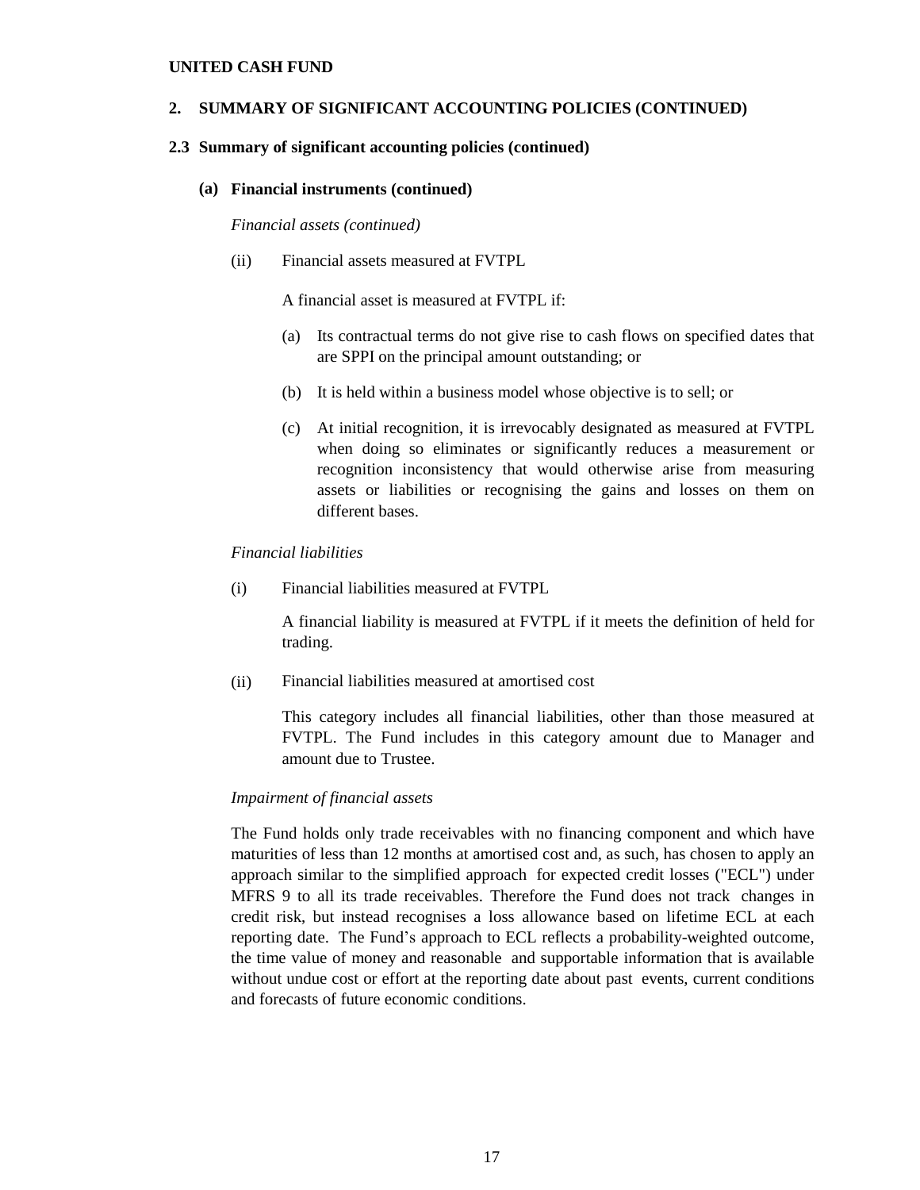**UNITED CASH FUND**

## 2. SUMMARY OF SIGNIFICANT ACCOUNTING POLICIES (CONTINUED)

### 2.3 Summary of significant accounting policies (continued)

#### (a) Financial instruments (continued)

*Financial assets (continued)*

(ii) Financial assets measured at FVTPL

A financial asset is measured at FVTPL if:

(a) Its contractual terms do not give rise to cash flows on specified dates that are SPPI on the principal amount outstanding; or

(b) It is held within a business model whose objective is to sell; or

(c) At initial recognition, it is irrevocably designated as measured at FVTPL when doing so eliminates or significantly reduces a measurement or recognition inconsistency that would otherwise arise from measuring assets or liabilities or recognising the gains and losses on them on different bases.

*Financial liabilities*

(i) Financial liabilities measured at FVTPL

A financial liability is measured at FVTPL if it meets the definition of held for trading.

(ii) Financial liabilities measured at amortised cost

This category includes all financial liabilities, other than those measured at FVTPL. The Fund includes in this category amount due to Manager and amount due to Trustee.

*Impairment of financial assets*

The Fund holds only trade receivables with no financing component and which have maturities of less than 12 months at amortised cost and, as such, has chosen to apply an approach similar to the simplified approach for expected credit losses ("ECL") under MFRS 9 to all its trade receivables. Therefore the Fund does not track changes in credit risk, but instead recognises a loss allowance based on lifetime ECL at each reporting date. The Fund's approach to ECL reflects a probability-weighted outcome, the time value of money and reasonable and supportable information that is available without undue cost or effort at the reporting date about past events, current conditions and forecasts of future economic conditions.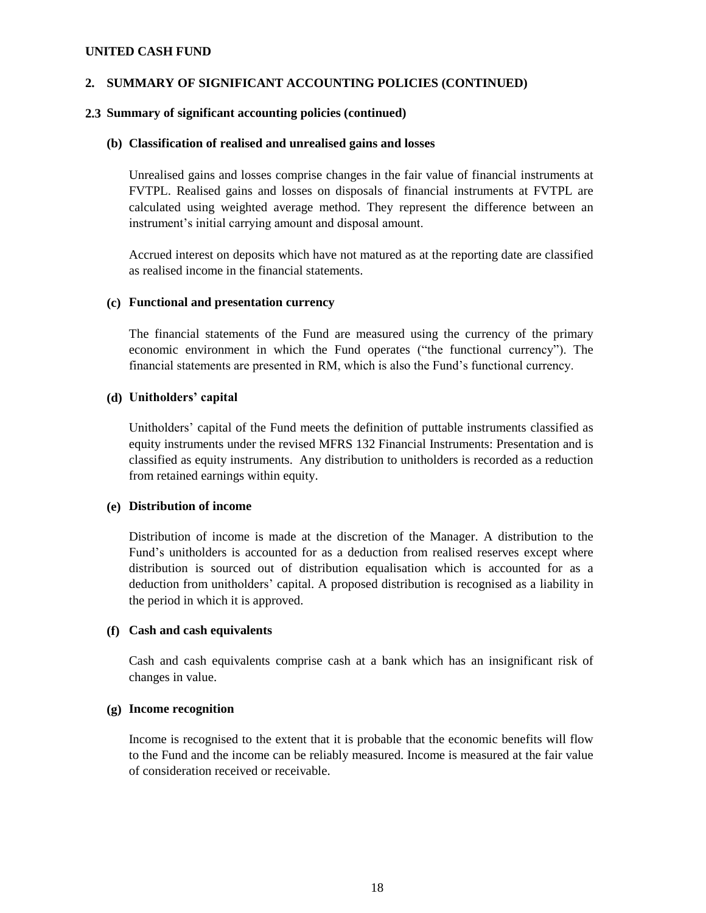**UNITED CASH FUND**

## 2. SUMMARY OF SIGNIFICANT ACCOUNTING POLICIES (CONTINUED)

### 2.3 Summary of significant accounting policies (continued)

#### (b) Classification of realised and unrealised gains and losses

Unrealised gains and losses comprise changes in the fair value of financial instruments at FVTPL. Realised gains and losses on disposals of financial instruments at FVTPL are calculated using weighted average method. They represent the difference between an instrument's initial carrying amount and disposal amount.

Accrued interest on deposits which have not matured as at the reporting date are classified as realised income in the financial statements.

#### (c) Functional and presentation currency

The financial statements of the Fund are measured using the currency of the primary economic environment in which the Fund operates ("the functional currency"). The financial statements are presented in RM, which is also the Fund's functional currency.

#### (d) Unitholders' capital

Unitholders' capital of the Fund meets the definition of puttable instruments classified as equity instruments under the revised MFRS 132 Financial Instruments: Presentation and is classified as equity instruments. Any distribution to unitholders is recorded as a reduction from retained earnings within equity.

#### (e) Distribution of income

Distribution of income is made at the discretion of the Manager. A distribution to the Fund's unitholders is accounted for as a deduction from realised reserves except where distribution is sourced out of distribution equalisation which is accounted for as a deduction from unitholders' capital. A proposed distribution is recognised as a liability in the period in which it is approved.

#### (f) Cash and cash equivalents

Cash and cash equivalents comprise cash at a bank which has an insignificant risk of changes in value.

#### (g) Income recognition

Income is recognised to the extent that it is probable that the economic benefits will flow to the Fund and the income can be reliably measured. Income is measured at the fair value of consideration received or receivable.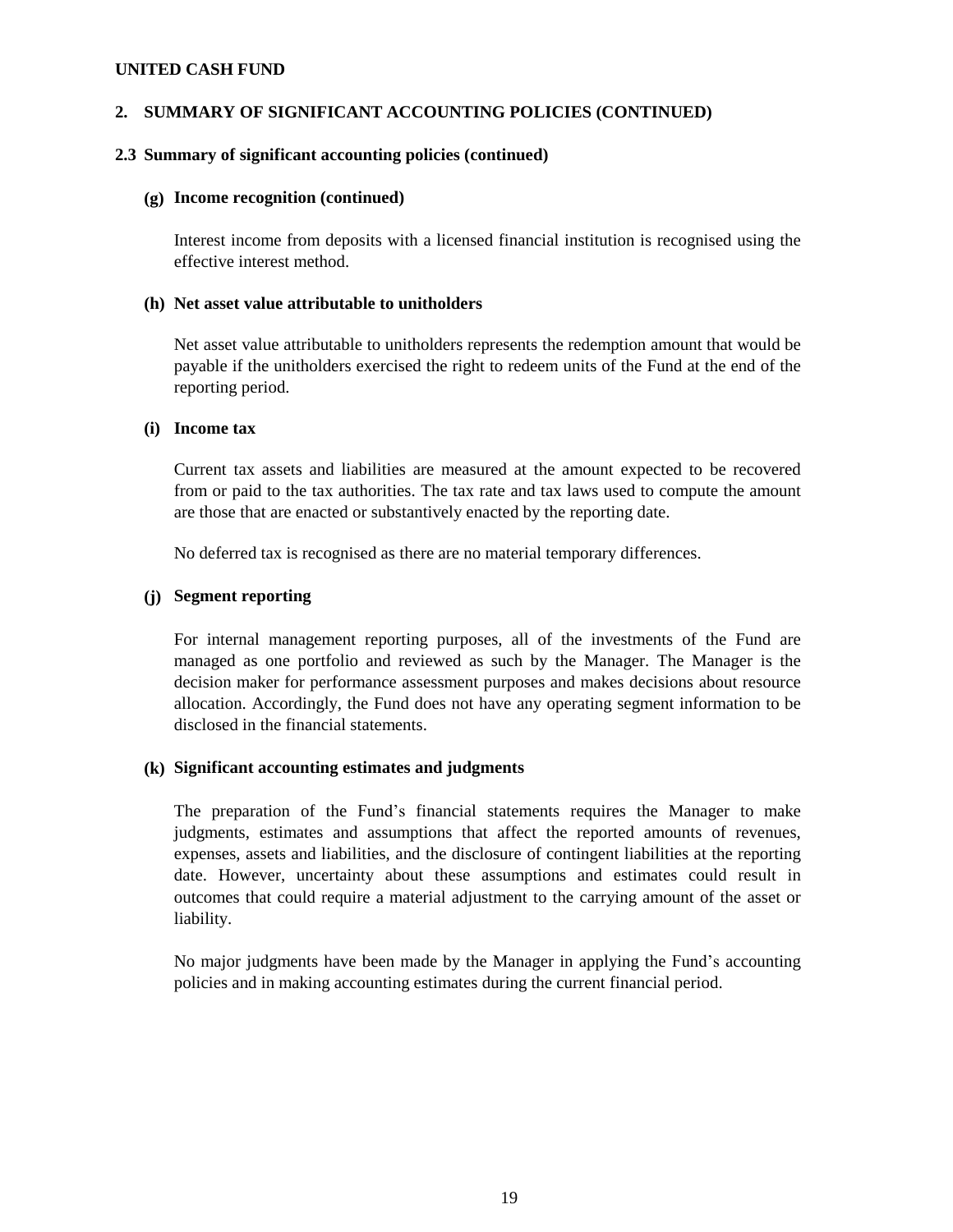## 2. SUMMARY OF SIGNIFICANT ACCOUNTING POLICIES (CONTINUED)

### 2.3 Summary of significant accounting policies (continued)

#### (g) Income recognition (continued)

Interest income from deposits with a licensed financial institution is recognised using the effective interest method.

#### (h) Net asset value attributable to unitholders

Net asset value attributable to unitholders represents the redemption amount that would be payable if the unitholders exercised the right to redeem units of the Fund at the end of the reporting period.

#### (i) Income tax

Current tax assets and liabilities are measured at the amount expected to be recovered from or paid to the tax authorities. The tax rate and tax laws used to compute the amount are those that are enacted or substantively enacted by the reporting date.

No deferred tax is recognised as there are no material temporary differences.

#### (j) Segment reporting

For internal management reporting purposes, all of the investments of the Fund are managed as one portfolio and reviewed as such by the Manager. The Manager is the decision maker for performance assessment purposes and makes decisions about resource allocation. Accordingly, the Fund does not have any operating segment information to be disclosed in the financial statements.

#### (k) Significant accounting estimates and judgments

The preparation of the Fund's financial statements requires the Manager to make judgments, estimates and assumptions that affect the reported amounts of revenues, expenses, assets and liabilities, and the disclosure of contingent liabilities at the reporting date. However, uncertainty about these assumptions and estimates could result in outcomes that could require a material adjustment to the carrying amount of the asset or liability.

No major judgments have been made by the Manager in applying the Fund's accounting policies and in making accounting estimates during the current financial period.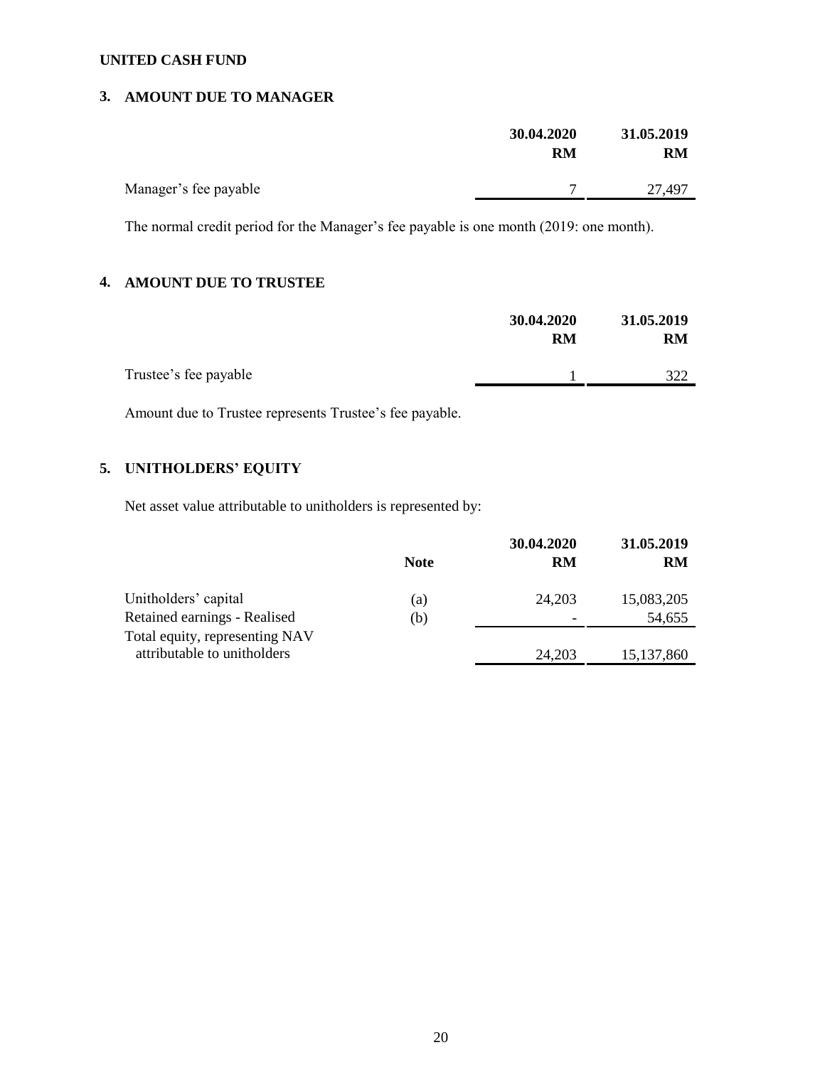**UNITED CASH FUND**

## 3. AMOUNT DUE TO MANAGER

| | 30.04.2020 RM | 31.05.2019 RM |
|---|---|---|
| Manager's fee payable | 7 | 27,497 |

The normal credit period for the Manager's fee payable is one month (2019: one month).

## 4. AMOUNT DUE TO TRUSTEE

| | 30.04.2020 RM | 31.05.2019 RM |
|---|---|---|
| Trustee's fee payable | 1 | 322 |

Amount due to Trustee represents Trustee's fee payable.

## 5. UNITHOLDERS' EQUITY

Net asset value attributable to unitholders is represented by:

| | Note | 30.04.2020 RM | 31.05.2019 RM |
|---|---|---|---|
| Unitholders' capital | (a) | 24,203 | 15,083,205 |
| Retained earnings - Realised | (b) | - | 54,655 |
| Total equity, representing NAV attributable to unitholders | | 24,203 | 15,137,860 |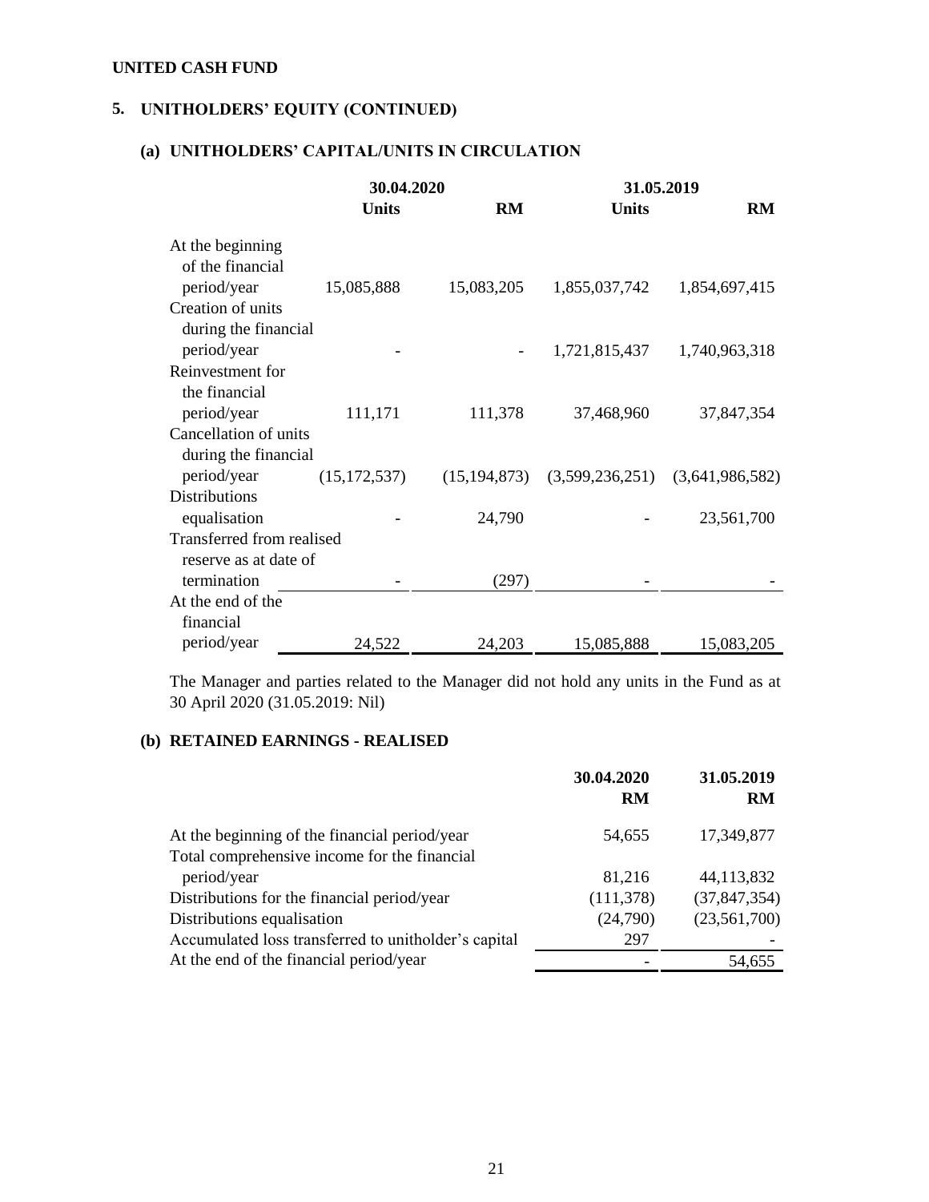**UNITED CASH FUND**

## 5. UNITHOLDERS' EQUITY (CONTINUED)

### (a) UNITHOLDERS' CAPITAL/UNITS IN CIRCULATION

| | 30.04.2020 | | 31.05.2019 | |
|---|---|---|---|---|
| | **Units** | **RM** | **Units** | **RM** |
| At the beginning of the financial period/year | 15,085,888 | 15,083,205 | 1,855,037,742 | 1,854,697,415 |
| Creation of units during the financial period/year | - | - | 1,721,815,437 | 1,740,963,318 |
| Reinvestment for the financial period/year | 111,171 | 111,378 | 37,468,960 | 37,847,354 |
| Cancellation of units during the financial period/year | (15,172,537) | (15,194,873) | (3,599,236,251) | (3,641,986,582) |
| Distributions equalisation | - | 24,790 | - | 23,561,700 |
| Transferred from realised reserve as at date of termination | - | (297) | - | - |
| At the end of the financial period/year | 24,522 | 24,203 | 15,085,888 | 15,083,205 |

The Manager and parties related to the Manager did not hold any units in the Fund as at 30 April 2020 (31.05.2019: Nil)

### (b) RETAINED EARNINGS - REALISED

| | 30.04.2020 | 31.05.2019 |
|---|---|---|
| | **RM** | **RM** |
| At the beginning of the financial period/year | 54,655 | 17,349,877 |
| Total comprehensive income for the financial period/year | 81,216 | 44,113,832 |
| Distributions for the financial period/year | (111,378) | (37,847,354) |
| Distributions equalisation | (24,790) | (23,561,700) |
| Accumulated loss transferred to unitholder's capital | 297 | - |
| At the end of the financial period/year | - | 54,655 |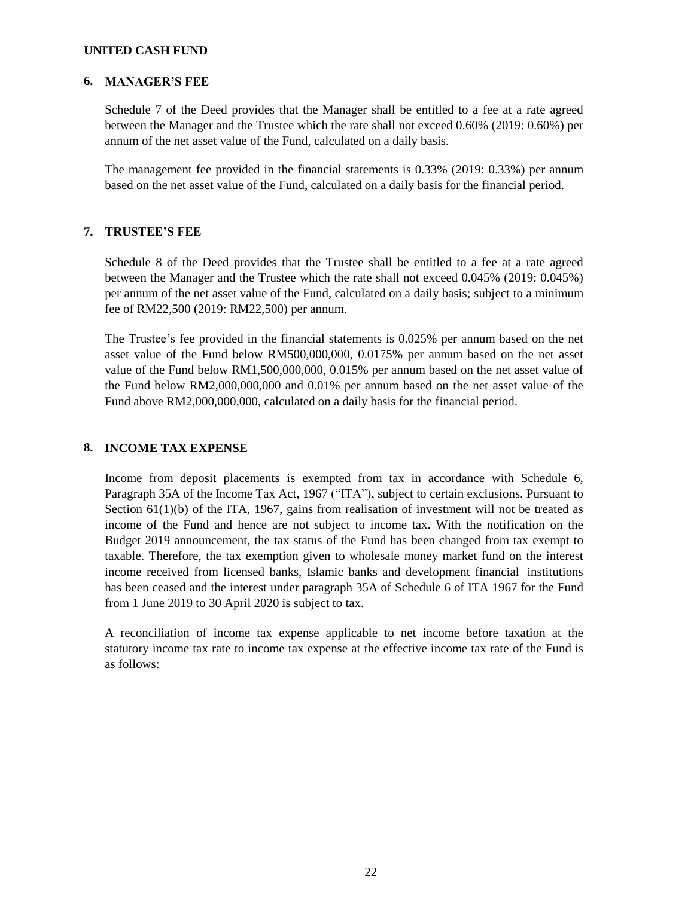## 6. MANAGER'S FEE

Schedule 7 of the Deed provides that the Manager shall be entitled to a fee at a rate agreed between the Manager and the Trustee which the rate shall not exceed 0.60% (2019: 0.60%) per annum of the net asset value of the Fund, calculated on a daily basis.

The management fee provided in the financial statements is 0.33% (2019: 0.33%) per annum based on the net asset value of the Fund, calculated on a daily basis for the financial period.

## 7. TRUSTEE'S FEE

Schedule 8 of the Deed provides that the Trustee shall be entitled to a fee at a rate agreed between the Manager and the Trustee which the rate shall not exceed 0.045% (2019: 0.045%) per annum of the net asset value of the Fund, calculated on a daily basis; subject to a minimum fee of RM22,500 (2019: RM22,500) per annum.

The Trustee's fee provided in the financial statements is 0.025% per annum based on the net asset value of the Fund below RM500,000,000, 0.0175% per annum based on the net asset value of the Fund below RM1,500,000,000, 0.015% per annum based on the net asset value of the Fund below RM2,000,000,000 and 0.01% per annum based on the net asset value of the Fund above RM2,000,000,000, calculated on a daily basis for the financial period.

## 8. INCOME TAX EXPENSE

Income from deposit placements is exempted from tax in accordance with Schedule 6, Paragraph 35A of the Income Tax Act, 1967 ("ITA"), subject to certain exclusions. Pursuant to Section 61(1)(b) of the ITA, 1967, gains from realisation of investment will not be treated as income of the Fund and hence are not subject to income tax. With the notification on the Budget 2019 announcement, the tax status of the Fund has been changed from tax exempt to taxable. Therefore, the tax exemption given to wholesale money market fund on the interest income received from licensed banks, Islamic banks and development financial institutions has been ceased and the interest under paragraph 35A of Schedule 6 of ITA 1967 for the Fund from 1 June 2019 to 30 April 2020 is subject to tax.

A reconciliation of income tax expense applicable to net income before taxation at the statutory income tax rate to income tax expense at the effective income tax rate of the Fund is as follows: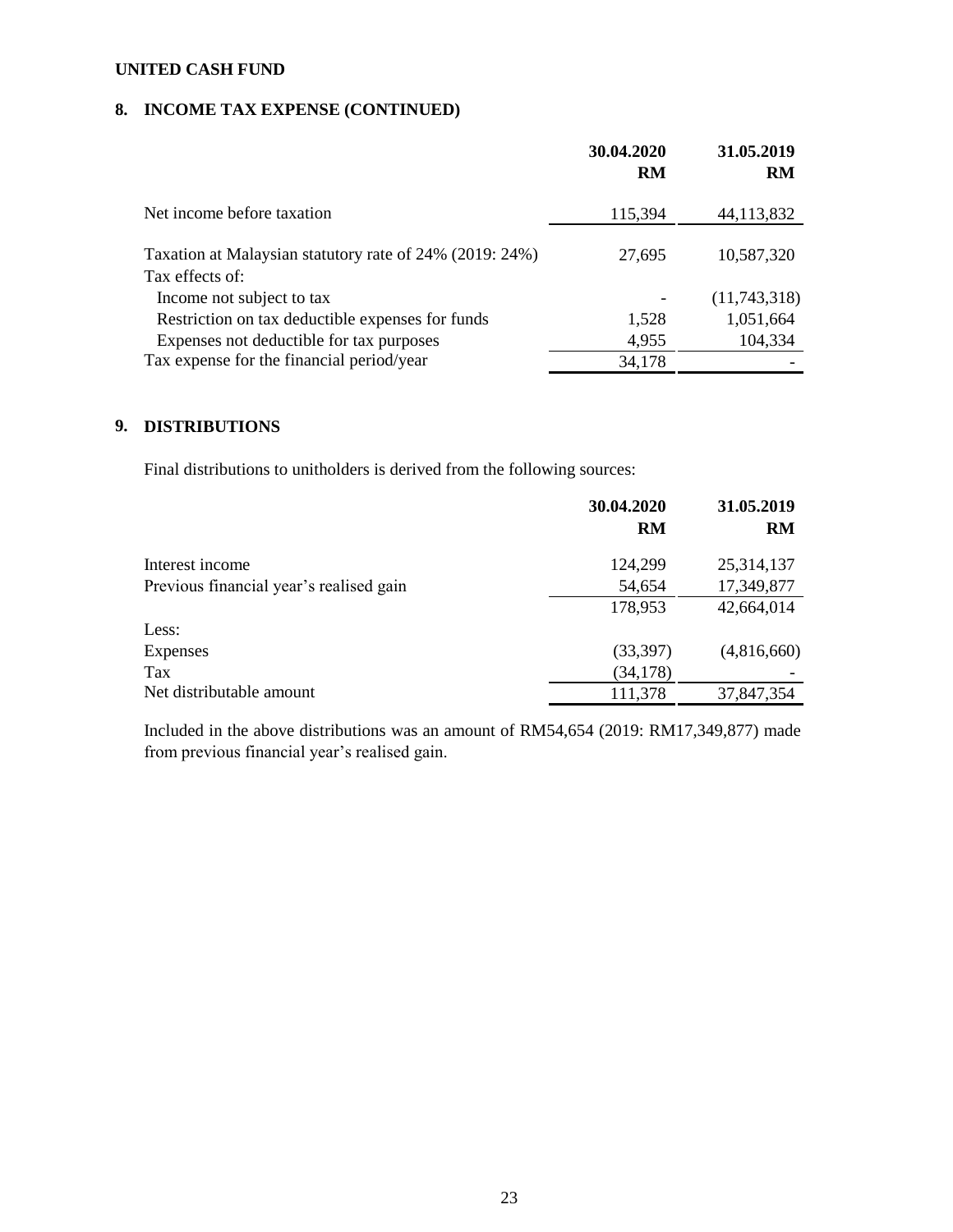**UNITED CASH FUND**

## 8. INCOME TAX EXPENSE (CONTINUED)

| | 30.04.2020 RM | 31.05.2019 RM |
|---|---|---|
| Net income before taxation | 115,394 | 44,113,832 |
| Taxation at Malaysian statutory rate of 24% (2019: 24%) | 27,695 | 10,587,320 |
| Tax effects of: | | |
| Income not subject to tax | - | (11,743,318) |
| Restriction on tax deductible expenses for funds | 1,528 | 1,051,664 |
| Expenses not deductible for tax purposes | 4,955 | 104,334 |
| Tax expense for the financial period/year | 34,178 | - |

## 9. DISTRIBUTIONS

Final distributions to unitholders is derived from the following sources:

| | 30.04.2020 RM | 31.05.2019 RM |
|---|---|---|
| Interest income | 124,299 | 25,314,137 |
| Previous financial year's realised gain | 54,654 | 17,349,877 |
| | 178,953 | 42,664,014 |
| Less: | | |
| Expenses | (33,397) | (4,816,660) |
| Tax | (34,178) | - |
| Net distributable amount | 111,378 | 37,847,354 |

Included in the above distributions was an amount of RM54,654 (2019: RM17,349,877) made from previous financial year's realised gain.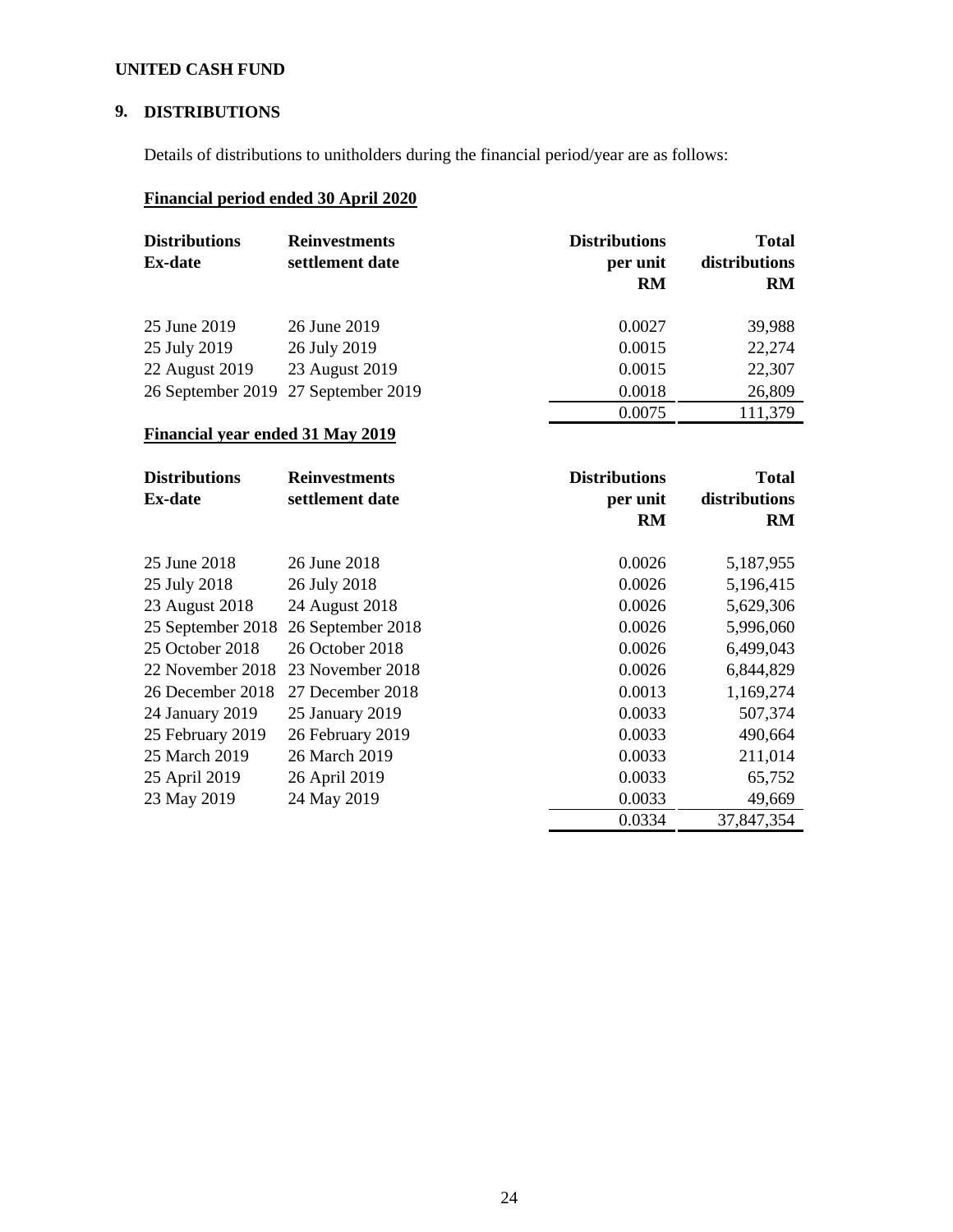UNITED CASH FUND

## 9. DISTRIBUTIONS

Details of distributions to unitholders during the financial period/year are as follows:

**Financial period ended 30 April 2020**

| Distributions Ex-date | Reinvestments settlement date | Distributions per unit RM | Total distributions RM |
|---|---|---|---|
| 25 June 2019 | 26 June 2019 | 0.0027 | 39,988 |
| 25 July 2019 | 26 July 2019 | 0.0015 | 22,274 |
| 22 August 2019 | 23 August 2019 | 0.0015 | 22,307 |
| 26 September 2019 | 27 September 2019 | 0.0018 | 26,809 |
| | | 0.0075 | 111,379 |

**Financial year ended 31 May 2019**

| Distributions Ex-date | Reinvestments settlement date | Distributions per unit RM | Total distributions RM |
|---|---|---|---|
| 25 June 2018 | 26 June 2018 | 0.0026 | 5,187,955 |
| 25 July 2018 | 26 July 2018 | 0.0026 | 5,196,415 |
| 23 August 2018 | 24 August 2018 | 0.0026 | 5,629,306 |
| 25 September 2018 | 26 September 2018 | 0.0026 | 5,996,060 |
| 25 October 2018 | 26 October 2018 | 0.0026 | 6,499,043 |
| 22 November 2018 | 23 November 2018 | 0.0026 | 6,844,829 |
| 26 December 2018 | 27 December 2018 | 0.0013 | 1,169,274 |
| 24 January 2019 | 25 January 2019 | 0.0033 | 507,374 |
| 25 February 2019 | 26 February 2019 | 0.0033 | 490,664 |
| 25 March 2019 | 26 March 2019 | 0.0033 | 211,014 |
| 25 April 2019 | 26 April 2019 | 0.0033 | 65,752 |
| 23 May 2019 | 24 May 2019 | 0.0033 | 49,669 |
| | | 0.0334 | 37,847,354 |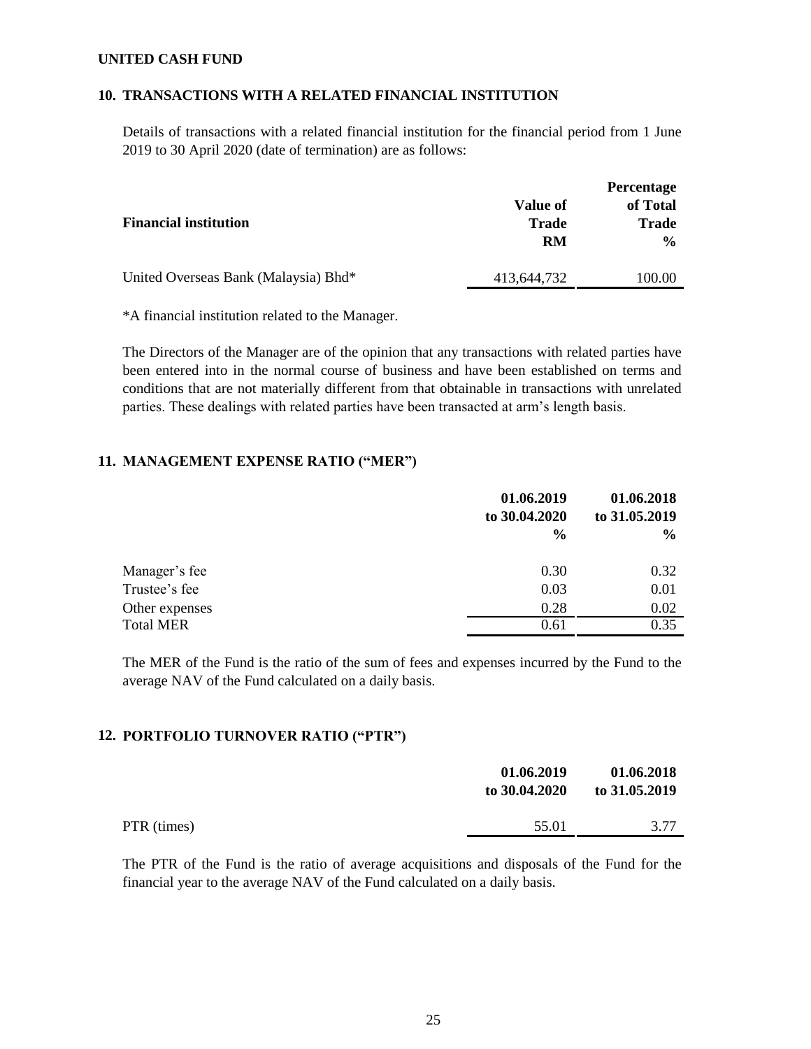UNITED CASH FUND

## 10. TRANSACTIONS WITH A RELATED FINANCIAL INSTITUTION

Details of transactions with a related financial institution for the financial period from 1 June 2019 to 30 April 2020 (date of termination) are as follows:

| Financial institution | Value of Trade RM | Percentage of Total Trade % |
|---|---|---|
| United Overseas Bank (Malaysia) Bhd* | 413,644,732 | 100.00 |

*A financial institution related to the Manager.

The Directors of the Manager are of the opinion that any transactions with related parties have been entered into in the normal course of business and have been established on terms and conditions that are not materially different from that obtainable in transactions with unrelated parties. These dealings with related parties have been transacted at arm's length basis.

## 11. MANAGEMENT EXPENSE RATIO ("MER")

| | 01.06.2019 to 30.04.2020 % | 01.06.2018 to 31.05.2019 % |
|---|---|---|
| Manager's fee | 0.30 | 0.32 |
| Trustee's fee | 0.03 | 0.01 |
| Other expenses | 0.28 | 0.02 |
| Total MER | 0.61 | 0.35 |

The MER of the Fund is the ratio of the sum of fees and expenses incurred by the Fund to the average NAV of the Fund calculated on a daily basis.

## 12. PORTFOLIO TURNOVER RATIO ("PTR")

| | 01.06.2019 to 30.04.2020 | 01.06.2018 to 31.05.2019 |
|---|---|---|
| PTR (times) | 55.01 | 3.77 |

The PTR of the Fund is the ratio of average acquisitions and disposals of the Fund for the financial year to the average NAV of the Fund calculated on a daily basis.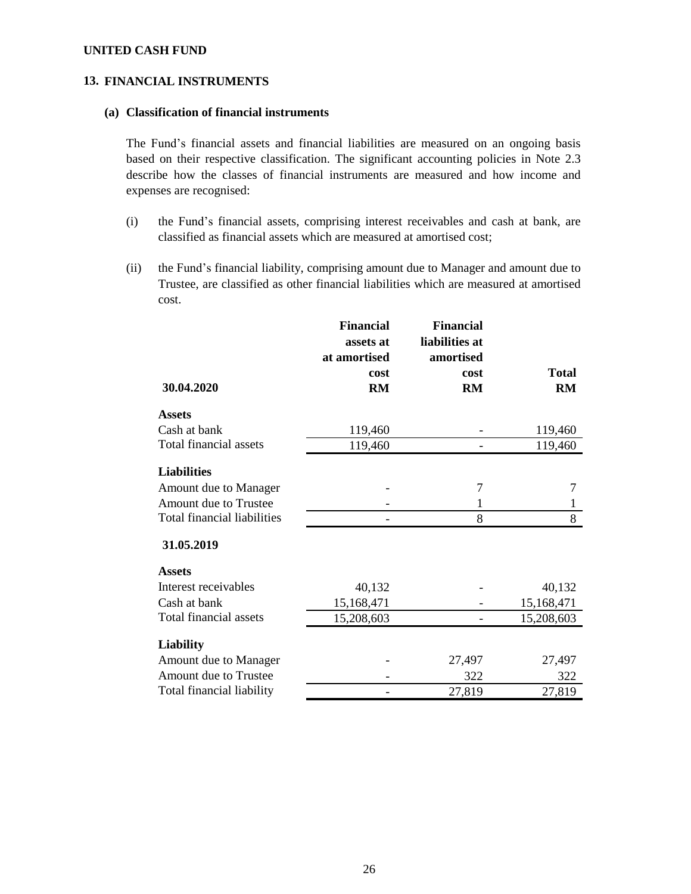**UNITED CASH FUND**

## 13. FINANCIAL INSTRUMENTS

### (a) Classification of financial instruments

The Fund's financial assets and financial liabilities are measured on an ongoing basis based on their respective classification. The significant accounting policies in Note 2.3 describe how the classes of financial instruments are measured and how income and expenses are recognised:

(i) the Fund's financial assets, comprising interest receivables and cash at bank, are classified as financial assets which are measured at amortised cost;

(ii) the Fund's financial liability, comprising amount due to Manager and amount due to Trustee, are classified as other financial liabilities which are measured at amortised cost.

| 30.04.2020 | Financial assets at at amortised cost RM | Financial liabilities at amortised cost RM | Total RM |
|---|---|---|---|
| **Assets** | | | |
| Cash at bank | 119,460 | - | 119,460 |
| Total financial assets | 119,460 | - | 119,460 |
| **Liabilities** | | | |
| Amount due to Manager | - | 7 | 7 |
| Amount due to Trustee | - | 1 | 1 |
| Total financial liabilities | - | 8 | 8 |
| **31.05.2019** | | | |
| **Assets** | | | |
| Interest receivables | 40,132 | - | 40,132 |
| Cash at bank | 15,168,471 | - | 15,168,471 |
| Total financial assets | 15,208,603 | - | 15,208,603 |
| **Liability** | | | |
| Amount due to Manager | - | 27,497 | 27,497 |
| Amount due to Trustee | - | 322 | 322 |
| Total financial liability | - | 27,819 | 27,819 |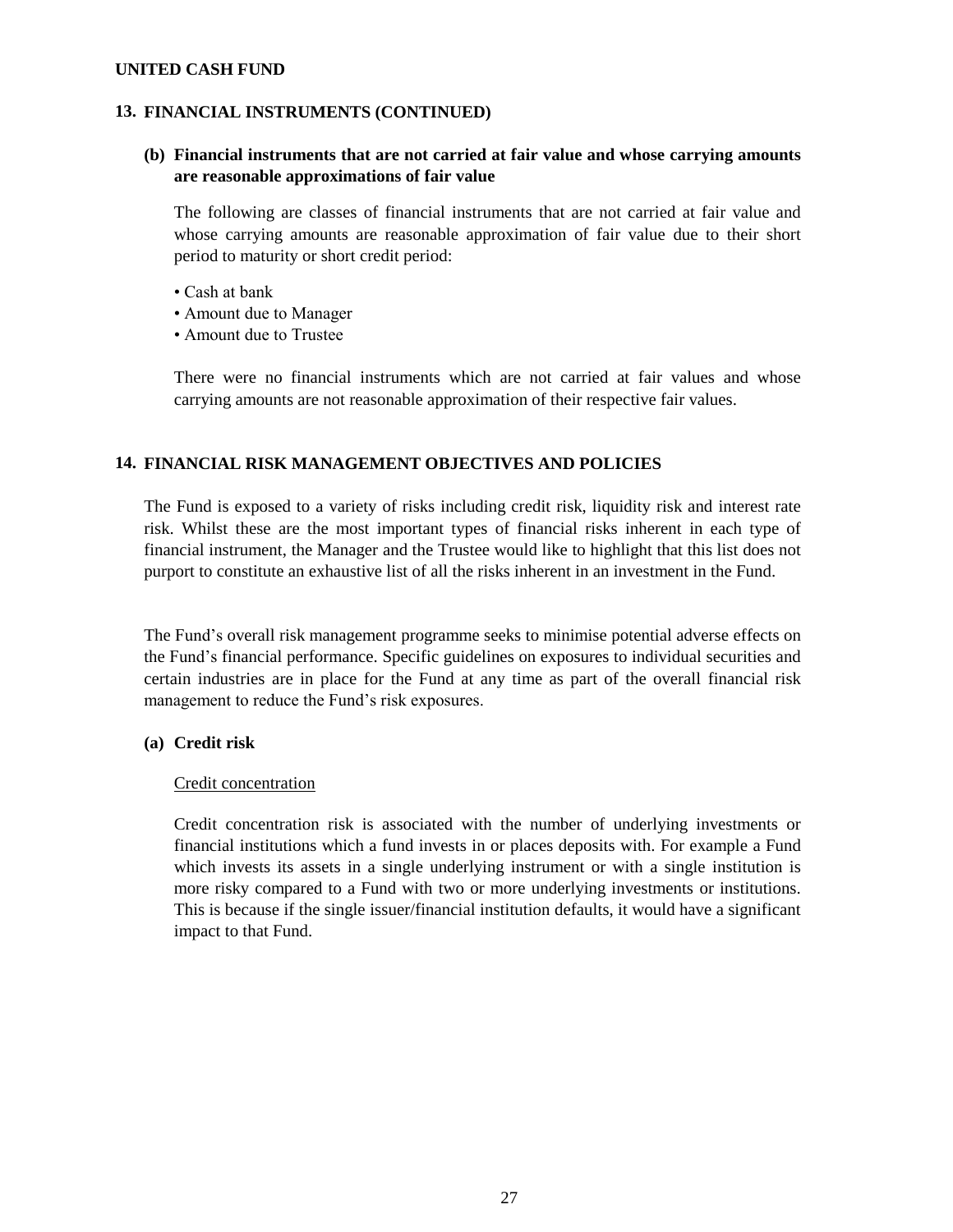**UNITED CASH FUND**

## 13. FINANCIAL INSTRUMENTS (CONTINUED)

### (b) Financial instruments that are not carried at fair value and whose carrying amounts are reasonable approximations of fair value

The following are classes of financial instruments that are not carried at fair value and whose carrying amounts are reasonable approximation of fair value due to their short period to maturity or short credit period:

- Cash at bank
- Amount due to Manager
- Amount due to Trustee

There were no financial instruments which are not carried at fair values and whose carrying amounts are not reasonable approximation of their respective fair values.

## 14. FINANCIAL RISK MANAGEMENT OBJECTIVES AND POLICIES

The Fund is exposed to a variety of risks including credit risk, liquidity risk and interest rate risk. Whilst these are the most important types of financial risks inherent in each type of financial instrument, the Manager and the Trustee would like to highlight that this list does not purport to constitute an exhaustive list of all the risks inherent in an investment in the Fund.

The Fund's overall risk management programme seeks to minimise potential adverse effects on the Fund's financial performance. Specific guidelines on exposures to individual securities and certain industries are in place for the Fund at any time as part of the overall financial risk management to reduce the Fund's risk exposures.

### (a) Credit risk

Credit concentration

Credit concentration risk is associated with the number of underlying investments or financial institutions which a fund invests in or places deposits with. For example a Fund which invests its assets in a single underlying instrument or with a single institution is more risky compared to a Fund with two or more underlying investments or institutions. This is because if the single issuer/financial institution defaults, it would have a significant impact to that Fund.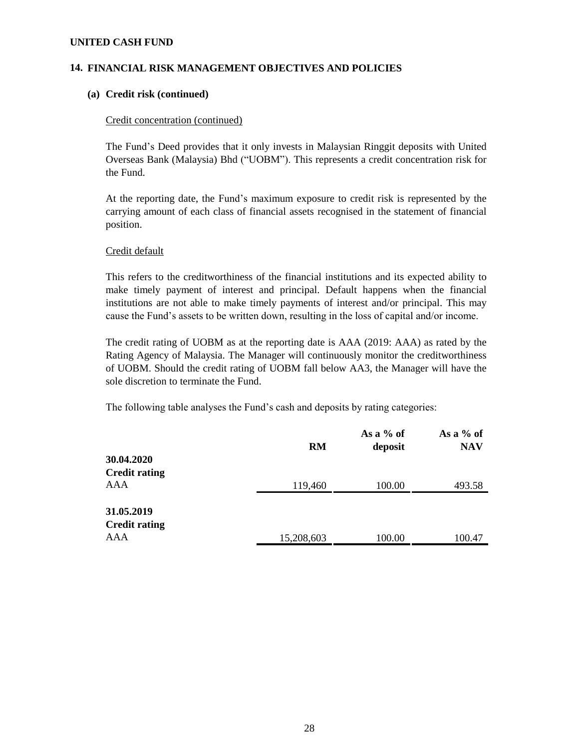**UNITED CASH FUND**

## 14. FINANCIAL RISK MANAGEMENT OBJECTIVES AND POLICIES

### (a) Credit risk (continued)

Credit concentration (continued)

The Fund's Deed provides that it only invests in Malaysian Ringgit deposits with United Overseas Bank (Malaysia) Bhd ("UOBM"). This represents a credit concentration risk for the Fund.

At the reporting date, the Fund's maximum exposure to credit risk is represented by the carrying amount of each class of financial assets recognised in the statement of financial position.

Credit default

This refers to the creditworthiness of the financial institutions and its expected ability to make timely payment of interest and principal. Default happens when the financial institutions are not able to make timely payments of interest and/or principal. This may cause the Fund's assets to be written down, resulting in the loss of capital and/or income.

The credit rating of UOBM as at the reporting date is AAA (2019: AAA) as rated by the Rating Agency of Malaysia. The Manager will continuously monitor the creditworthiness of UOBM. Should the credit rating of UOBM fall below AA3, the Manager will have the sole discretion to terminate the Fund.

The following table analyses the Fund's cash and deposits by rating categories:

| | RM | As a % of deposit | As a % of NAV |
|---|---|---|---|
| **30.04.2020** | | | |
| **Credit rating** | | | |
| AAA | 119,460 | 100.00 | 493.58 |
| | | | |
| **31.05.2019** | | | |
| **Credit rating** | | | |
| AAA | 15,208,603 | 100.00 | 100.47 |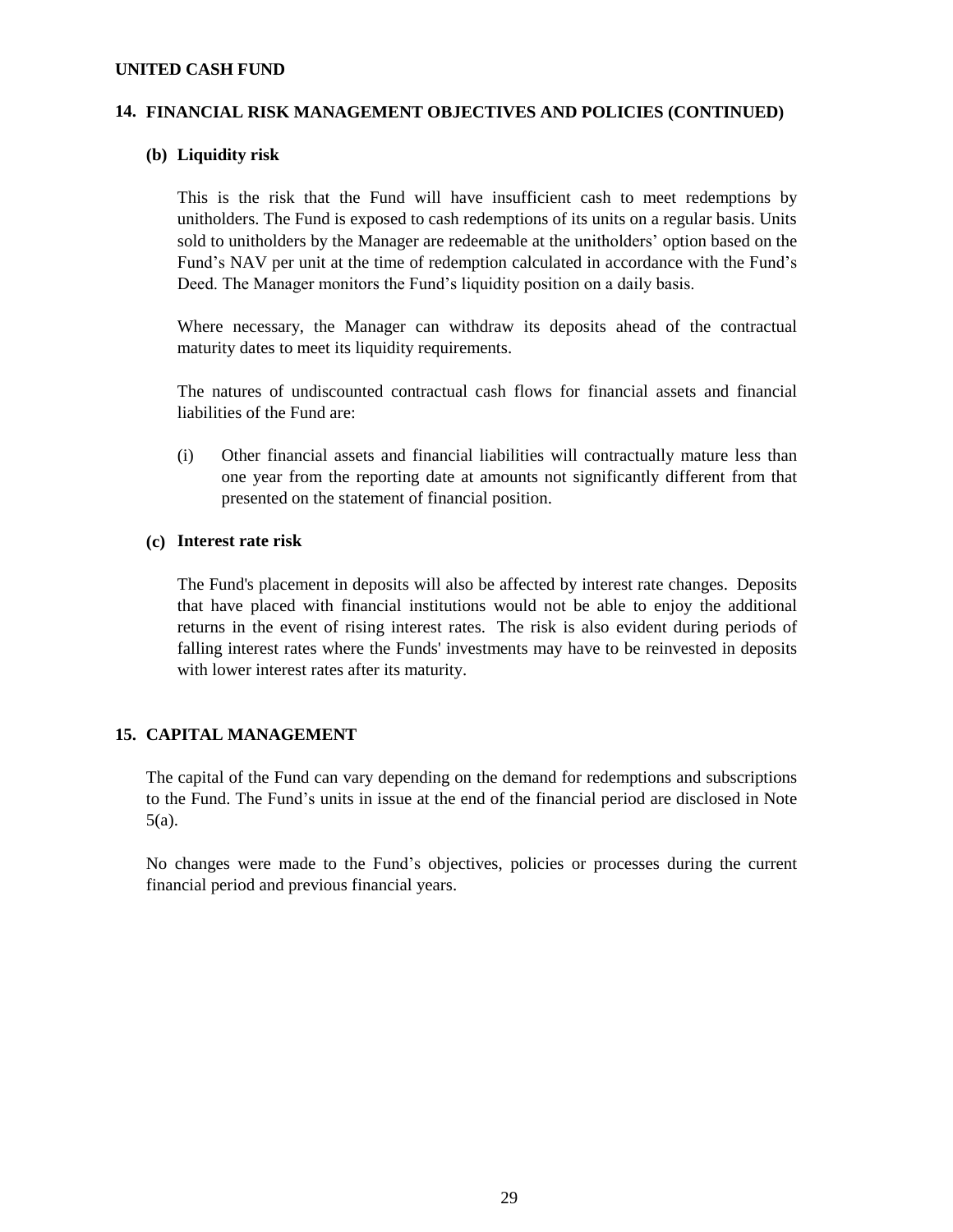**UNITED CASH FUND**

## 14. FINANCIAL RISK MANAGEMENT OBJECTIVES AND POLICIES (CONTINUED)

### (b) Liquidity risk

This is the risk that the Fund will have insufficient cash to meet redemptions by unitholders. The Fund is exposed to cash redemptions of its units on a regular basis. Units sold to unitholders by the Manager are redeemable at the unitholders' option based on the Fund's NAV per unit at the time of redemption calculated in accordance with the Fund's Deed. The Manager monitors the Fund's liquidity position on a daily basis.

Where necessary, the Manager can withdraw its deposits ahead of the contractual maturity dates to meet its liquidity requirements.

The natures of undiscounted contractual cash flows for financial assets and financial liabilities of the Fund are:

(i) Other financial assets and financial liabilities will contractually mature less than one year from the reporting date at amounts not significantly different from that presented on the statement of financial position.

### (c) Interest rate risk

The Fund's placement in deposits will also be affected by interest rate changes. Deposits that have placed with financial institutions would not be able to enjoy the additional returns in the event of rising interest rates. The risk is also evident during periods of falling interest rates where the Funds' investments may have to be reinvested in deposits with lower interest rates after its maturity.

## 15. CAPITAL MANAGEMENT

The capital of the Fund can vary depending on the demand for redemptions and subscriptions to the Fund. The Fund's units in issue at the end of the financial period are disclosed in Note 5(a).

No changes were made to the Fund's objectives, policies or processes during the current financial period and previous financial years.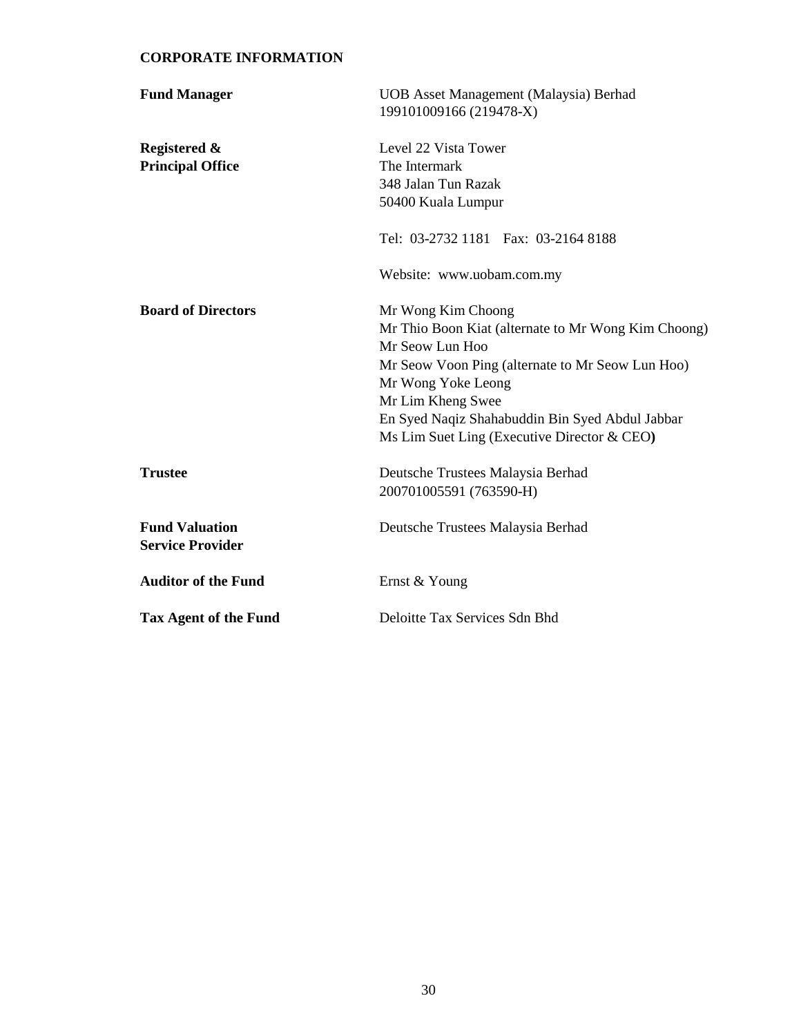## CORPORATE INFORMATION

| | |
|---|---|
| **Fund Manager** | UOB Asset Management (Malaysia) Berhad<br>199101009166 (219478-X) |
| **Registered & Principal Office** | Level 22 Vista Tower<br>The Intermark<br>348 Jalan Tun Razak<br>50400 Kuala Lumpur<br><br>Tel: 03-2732 1181 Fax: 03-2164 8188<br><br>Website: www.uobam.com.my |
| **Board of Directors** | Mr Wong Kim Choong<br>Mr Thio Boon Kiat (alternate to Mr Wong Kim Choong)<br>Mr Seow Lun Hoo<br>Mr Seow Voon Ping (alternate to Mr Seow Lun Hoo)<br>Mr Wong Yoke Leong<br>Mr Lim Kheng Swee<br>En Syed Naqiz Shahabuddin Bin Syed Abdul Jabbar<br>Ms Lim Suet Ling (Executive Director & CEO**)** |
| **Trustee** | Deutsche Trustees Malaysia Berhad<br>200701005591 (763590-H) |
| **Fund Valuation Service Provider** | Deutsche Trustees Malaysia Berhad |
| **Auditor of the Fund** | Ernst & Young |
| **Tax Agent of the Fund** | Deloitte Tax Services Sdn Bhd |